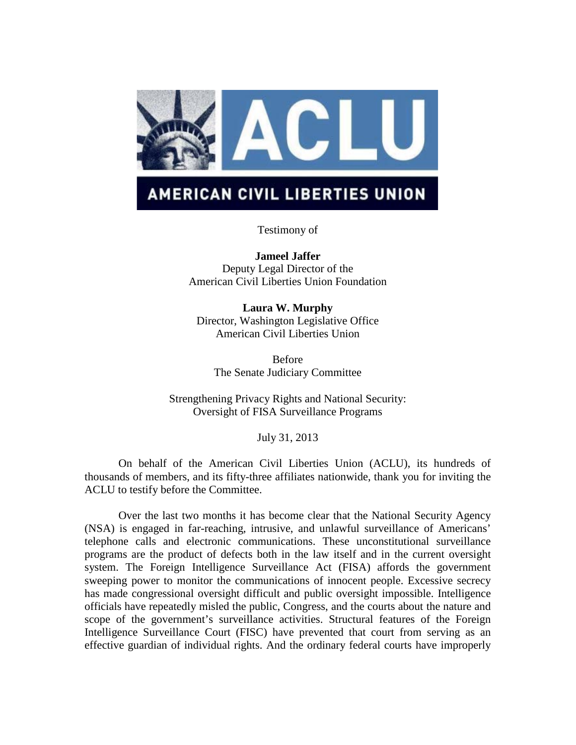ACLU

AMERICAN CIVIL LIBERTIES UNION

Testimony of

**Jameel Jaffer**
Deputy Legal Director of the
American Civil Liberties Union Foundation

**Laura W. Murphy**
Director, Washington Legislative Office
American Civil Liberties Union

Before
The Senate Judiciary Committee

Strengthening Privacy Rights and National Security:
Oversight of FISA Surveillance Programs

July 31, 2013

On behalf of the American Civil Liberties Union (ACLU), its hundreds of thousands of members, and its fifty-three affiliates nationwide, thank you for inviting the ACLU to testify before the Committee.

Over the last two months it has become clear that the National Security Agency (NSA) is engaged in far-reaching, intrusive, and unlawful surveillance of Americans' telephone calls and electronic communications. These unconstitutional surveillance programs are the product of defects both in the law itself and in the current oversight system. The Foreign Intelligence Surveillance Act (FISA) affords the government sweeping power to monitor the communications of innocent people. Excessive secrecy has made congressional oversight difficult and public oversight impossible. Intelligence officials have repeatedly misled the public, Congress, and the courts about the nature and scope of the government's surveillance activities. Structural features of the Foreign Intelligence Surveillance Court (FISC) have prevented that court from serving as an effective guardian of individual rights. And the ordinary federal courts have improperly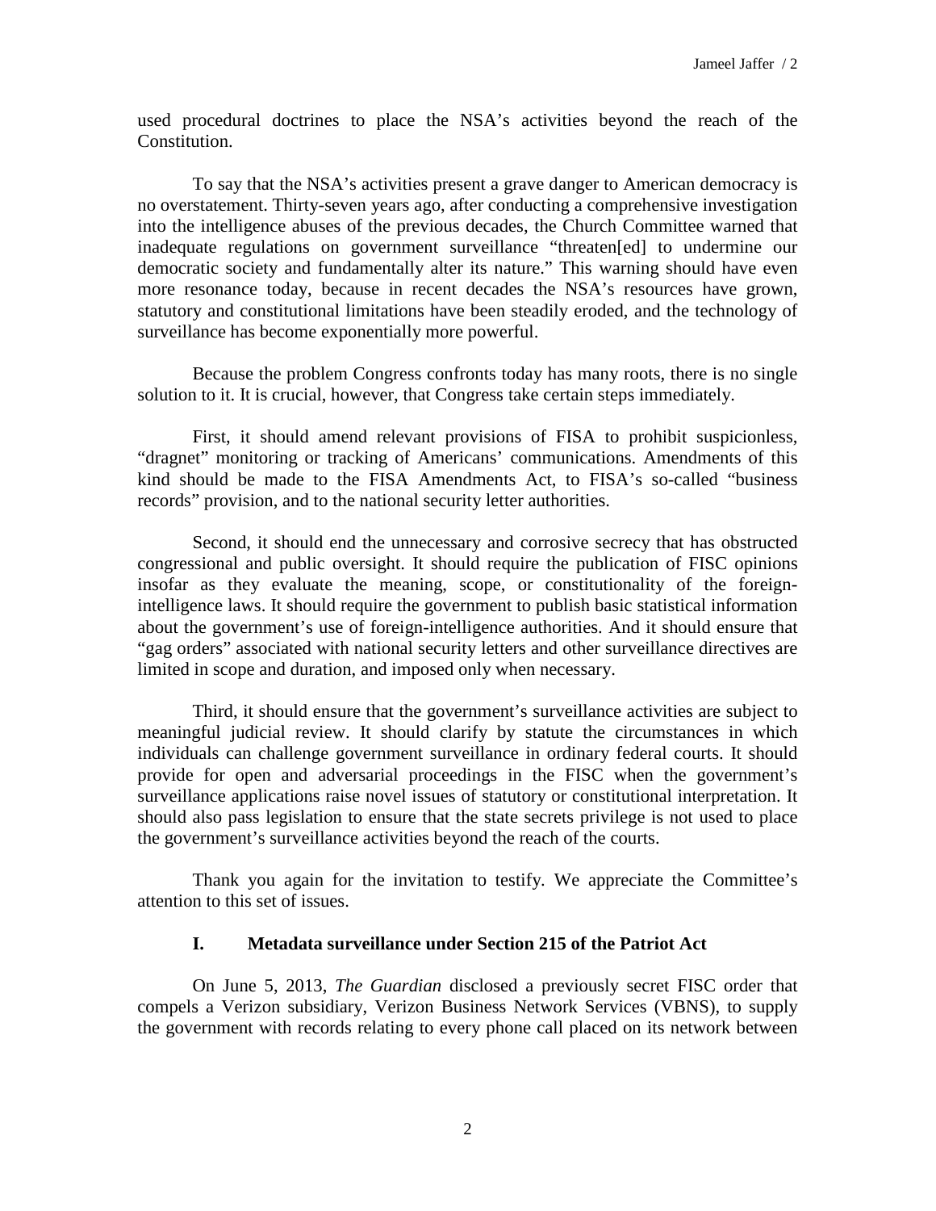used procedural doctrines to place the NSA's activities beyond the reach of the Constitution.

To say that the NSA's activities present a grave danger to American democracy is no overstatement. Thirty-seven years ago, after conducting a comprehensive investigation into the intelligence abuses of the previous decades, the Church Committee warned that inadequate regulations on government surveillance "threaten[ed] to undermine our democratic society and fundamentally alter its nature." This warning should have even more resonance today, because in recent decades the NSA's resources have grown, statutory and constitutional limitations have been steadily eroded, and the technology of surveillance has become exponentially more powerful.

Because the problem Congress confronts today has many roots, there is no single solution to it. It is crucial, however, that Congress take certain steps immediately.

First, it should amend relevant provisions of FISA to prohibit suspicionless, "dragnet" monitoring or tracking of Americans' communications. Amendments of this kind should be made to the FISA Amendments Act, to FISA's so-called "business records" provision, and to the national security letter authorities.

Second, it should end the unnecessary and corrosive secrecy that has obstructed congressional and public oversight. It should require the publication of FISC opinions insofar as they evaluate the meaning, scope, or constitutionality of the foreign-intelligence laws. It should require the government to publish basic statistical information about the government's use of foreign-intelligence authorities. And it should ensure that "gag orders" associated with national security letters and other surveillance directives are limited in scope and duration, and imposed only when necessary.

Third, it should ensure that the government's surveillance activities are subject to meaningful judicial review. It should clarify by statute the circumstances in which individuals can challenge government surveillance in ordinary federal courts. It should provide for open and adversarial proceedings in the FISC when the government's surveillance applications raise novel issues of statutory or constitutional interpretation. It should also pass legislation to ensure that the state secrets privilege is not used to place the government's surveillance activities beyond the reach of the courts.

Thank you again for the invitation to testify. We appreciate the Committee's attention to this set of issues.

## I. Metadata surveillance under Section 215 of the Patriot Act

On June 5, 2013, *The Guardian* disclosed a previously secret FISC order that compels a Verizon subsidiary, Verizon Business Network Services (VBNS), to supply the government with records relating to every phone call placed on its network between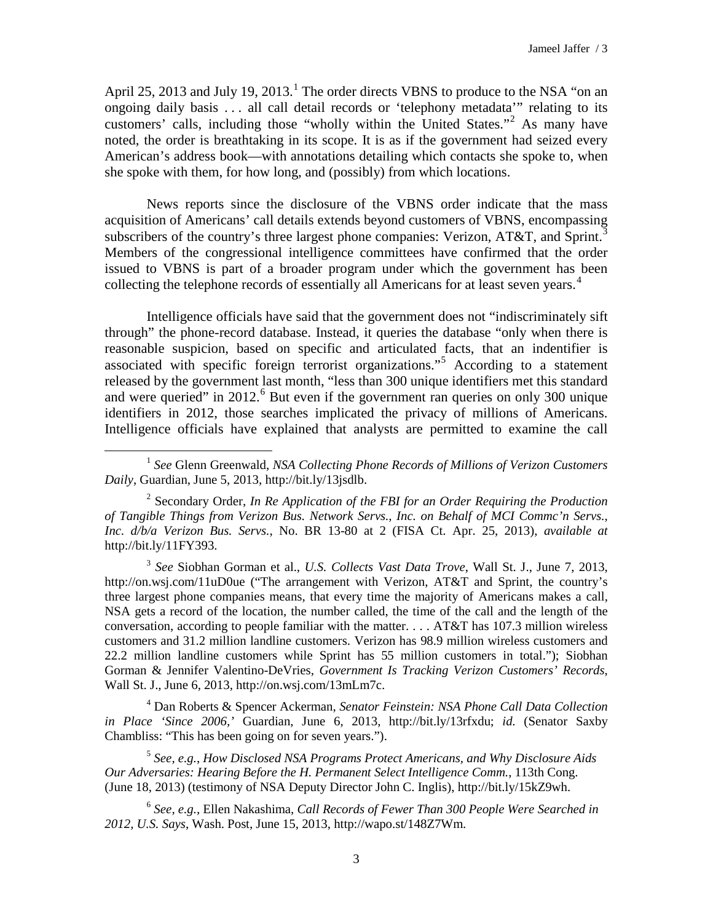April 25, 2013 and July 19, 2013.[1] The order directs VBNS to produce to the NSA "on an ongoing daily basis . . . all call detail records or 'telephony metadata'" relating to its customers' calls, including those "wholly within the United States."[2] As many have noted, the order is breathtaking in its scope. It is as if the government had seized every American's address book—with annotations detailing which contacts she spoke to, when she spoke with them, for how long, and (possibly) from which locations.

News reports since the disclosure of the VBNS order indicate that the mass acquisition of Americans' call details extends beyond customers of VBNS, encompassing subscribers of the country's three largest phone companies: Verizon, AT&T, and Sprint.[3] Members of the congressional intelligence committees have confirmed that the order issued to VBNS is part of a broader program under which the government has been collecting the telephone records of essentially all Americans for at least seven years.[4]

Intelligence officials have said that the government does not "indiscriminately sift through" the phone-record database. Instead, it queries the database "only when there is reasonable suspicion, based on specific and articulated facts, that an indentifier is associated with specific foreign terrorist organizations."[5] According to a statement released by the government last month, "less than 300 unique identifiers met this standard and were queried" in 2012.[6] But even if the government ran queries on only 300 unique identifiers in 2012, those searches implicated the privacy of millions of Americans. Intelligence officials have explained that analysts are permitted to examine the call

---

[1] *See* Glenn Greenwald, *NSA Collecting Phone Records of Millions of Verizon Customers Daily*, Guardian, June 5, 2013, http://bit.ly/13jsdlb.

[2] Secondary Order, *In Re Application of the FBI for an Order Requiring the Production of Tangible Things from Verizon Bus. Network Servs., Inc. on Behalf of MCI Commc'n Servs., Inc. d/b/a Verizon Bus. Servs.*, No. BR 13-80 at 2 (FISA Ct. Apr. 25, 2013), *available at* http://bit.ly/11FY393.

[3] *See* Siobhan Gorman et al., *U.S. Collects Vast Data Trove*, Wall St. J., June 7, 2013, http://on.wsj.com/11uD0ue ("The arrangement with Verizon, AT&T and Sprint, the country's three largest phone companies means, that every time the majority of Americans makes a call, NSA gets a record of the location, the number called, the time of the call and the length of the conversation, according to people familiar with the matter. . . . AT&T has 107.3 million wireless customers and 31.2 million landline customers. Verizon has 98.9 million wireless customers and 22.2 million landline customers while Sprint has 55 million customers in total."); Siobhan Gorman & Jennifer Valentino-DeVries, *Government Is Tracking Verizon Customers' Records*, Wall St. J., June 6, 2013, http://on.wsj.com/13mLm7c.

[4] Dan Roberts & Spencer Ackerman, *Senator Feinstein: NSA Phone Call Data Collection in Place 'Since 2006,'* Guardian, June 6, 2013, http://bit.ly/13rfxdu; *id.* (Senator Saxby Chambliss: "This has been going on for seven years.").

[5] *See, e.g.*, *How Disclosed NSA Programs Protect Americans, and Why Disclosure Aids Our Adversaries: Hearing Before the H. Permanent Select Intelligence Comm.*, 113th Cong. (June 18, 2013) (testimony of NSA Deputy Director John C. Inglis), http://bit.ly/15kZ9wh.

[6] *See, e.g.*, Ellen Nakashima, *Call Records of Fewer Than 300 People Were Searched in 2012, U.S. Says*, Wash. Post, June 15, 2013, http://wapo.st/148Z7Wm.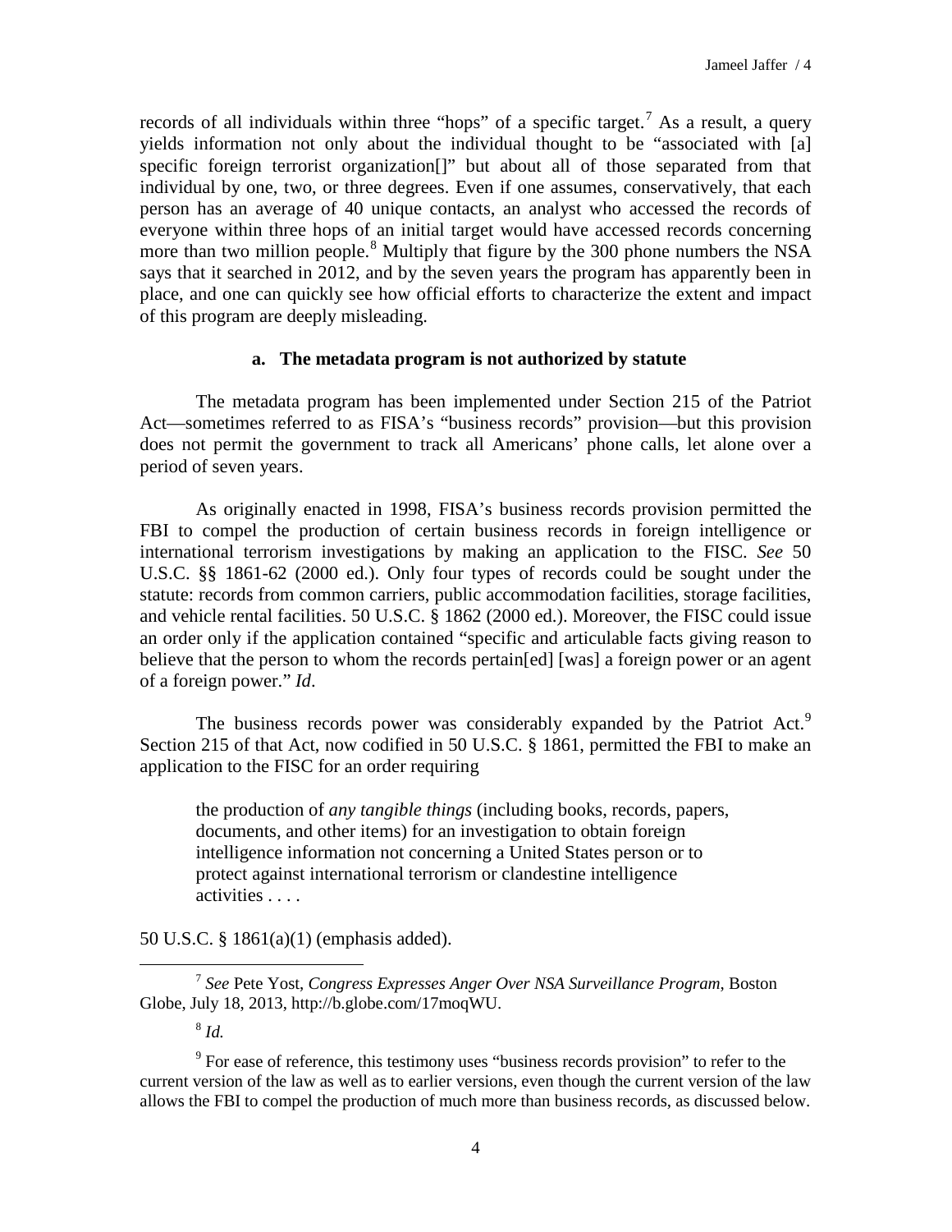records of all individuals within three "hops" of a specific target.[7] As a result, a query yields information not only about the individual thought to be "associated with [a] specific foreign terrorist organization[]" but about all of those separated from that individual by one, two, or three degrees. Even if one assumes, conservatively, that each person has an average of 40 unique contacts, an analyst who accessed the records of everyone within three hops of an initial target would have accessed records concerning more than two million people.[8] Multiply that figure by the 300 phone numbers the NSA says that it searched in 2012, and by the seven years the program has apparently been in place, and one can quickly see how official efforts to characterize the extent and impact of this program are deeply misleading.

### a. The metadata program is not authorized by statute

The metadata program has been implemented under Section 215 of the Patriot Act—sometimes referred to as FISA's "business records" provision—but this provision does not permit the government to track all Americans' phone calls, let alone over a period of seven years.

As originally enacted in 1998, FISA's business records provision permitted the FBI to compel the production of certain business records in foreign intelligence or international terrorism investigations by making an application to the FISC. *See* 50 U.S.C. §§ 1861-62 (2000 ed.). Only four types of records could be sought under the statute: records from common carriers, public accommodation facilities, storage facilities, and vehicle rental facilities. 50 U.S.C. § 1862 (2000 ed.). Moreover, the FISC could issue an order only if the application contained "specific and articulable facts giving reason to believe that the person to whom the records pertain[ed] [was] a foreign power or an agent of a foreign power." *Id*.

The business records power was considerably expanded by the Patriot Act.[9] Section 215 of that Act, now codified in 50 U.S.C. § 1861, permitted the FBI to make an application to the FISC for an order requiring

> the production of *any tangible things* (including books, records, papers, documents, and other items) for an investigation to obtain foreign intelligence information not concerning a United States person or to protect against international terrorism or clandestine intelligence activities . . . .

50 U.S.C. § 1861(a)(1) (emphasis added).

---

[7] *See* Pete Yost, *Congress Expresses Anger Over NSA Surveillance Program*, Boston Globe, July 18, 2013, http://b.globe.com/17moqWU.

[8] *Id.*

[9] For ease of reference, this testimony uses "business records provision" to refer to the current version of the law as well as to earlier versions, even though the current version of the law allows the FBI to compel the production of much more than business records, as discussed below.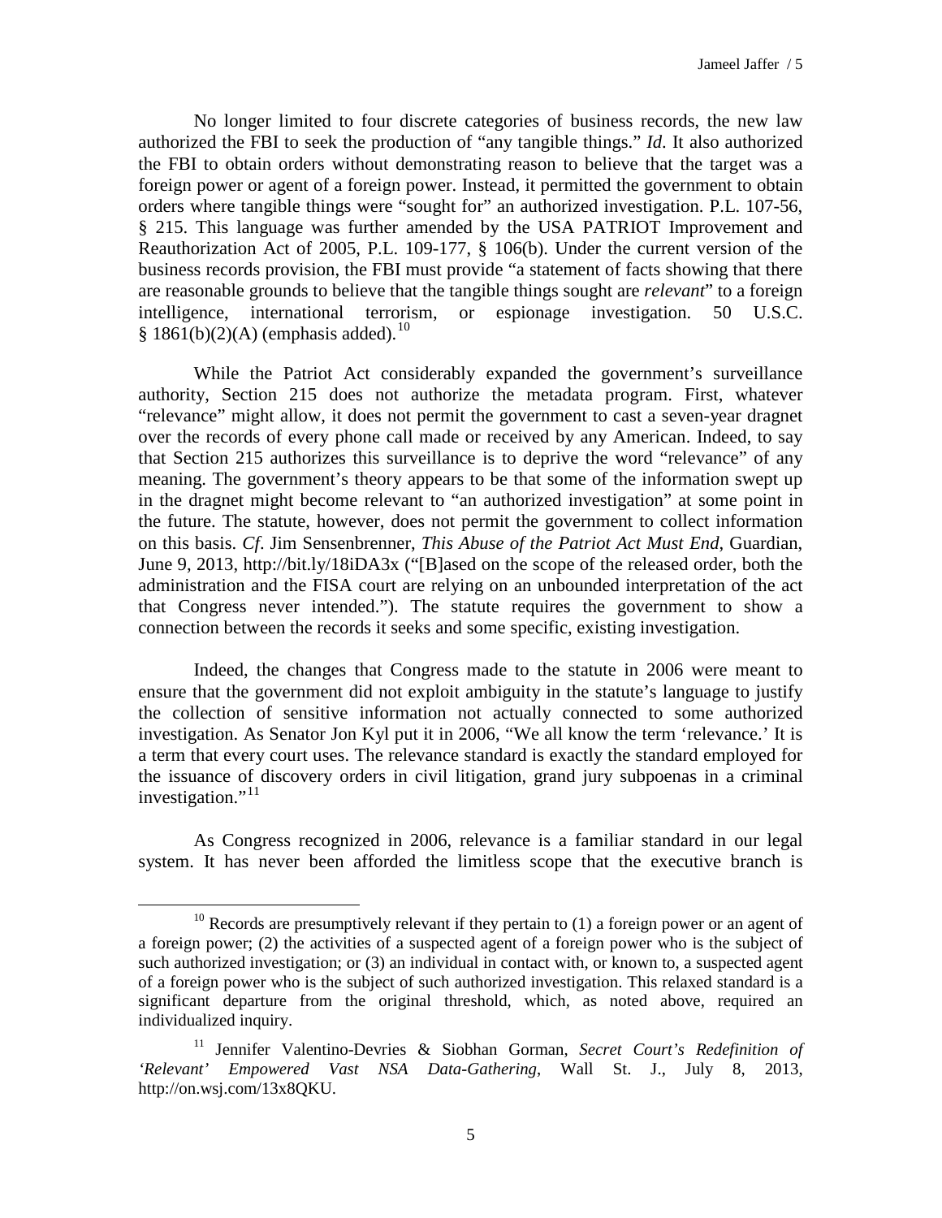No longer limited to four discrete categories of business records, the new law authorized the FBI to seek the production of "any tangible things." *Id*. It also authorized the FBI to obtain orders without demonstrating reason to believe that the target was a foreign power or agent of a foreign power. Instead, it permitted the government to obtain orders where tangible things were "sought for" an authorized investigation. P.L. 107-56, § 215. This language was further amended by the USA PATRIOT Improvement and Reauthorization Act of 2005, P.L. 109-177, § 106(b). Under the current version of the business records provision, the FBI must provide "a statement of facts showing that there are reasonable grounds to believe that the tangible things sought are *relevant*" to a foreign intelligence, international terrorism, or espionage investigation. 50 U.S.C. § 1861(b)(2)(A) (emphasis added).[10]

While the Patriot Act considerably expanded the government's surveillance authority, Section 215 does not authorize the metadata program. First, whatever "relevance" might allow, it does not permit the government to cast a seven-year dragnet over the records of every phone call made or received by any American. Indeed, to say that Section 215 authorizes this surveillance is to deprive the word "relevance" of any meaning. The government's theory appears to be that some of the information swept up in the dragnet might become relevant to "an authorized investigation" at some point in the future. The statute, however, does not permit the government to collect information on this basis. *Cf*. Jim Sensenbrenner, *This Abuse of the Patriot Act Must End*, Guardian, June 9, 2013, http://bit.ly/18iDA3x ("[B]ased on the scope of the released order, both the administration and the FISA court are relying on an unbounded interpretation of the act that Congress never intended."). The statute requires the government to show a connection between the records it seeks and some specific, existing investigation.

Indeed, the changes that Congress made to the statute in 2006 were meant to ensure that the government did not exploit ambiguity in the statute's language to justify the collection of sensitive information not actually connected to some authorized investigation. As Senator Jon Kyl put it in 2006, "We all know the term 'relevance.' It is a term that every court uses. The relevance standard is exactly the standard employed for the issuance of discovery orders in civil litigation, grand jury subpoenas in a criminal investigation."[11]

As Congress recognized in 2006, relevance is a familiar standard in our legal system. It has never been afforded the limitless scope that the executive branch is

---

[10] Records are presumptively relevant if they pertain to (1) a foreign power or an agent of a foreign power; (2) the activities of a suspected agent of a foreign power who is the subject of such authorized investigation; or (3) an individual in contact with, or known to, a suspected agent of a foreign power who is the subject of such authorized investigation. This relaxed standard is a significant departure from the original threshold, which, as noted above, required an individualized inquiry.

[11] Jennifer Valentino-Devries & Siobhan Gorman, *Secret Court's Redefinition of 'Relevant' Empowered Vast NSA Data-Gathering*, Wall St. J., July 8, 2013, http://on.wsj.com/13x8QKU.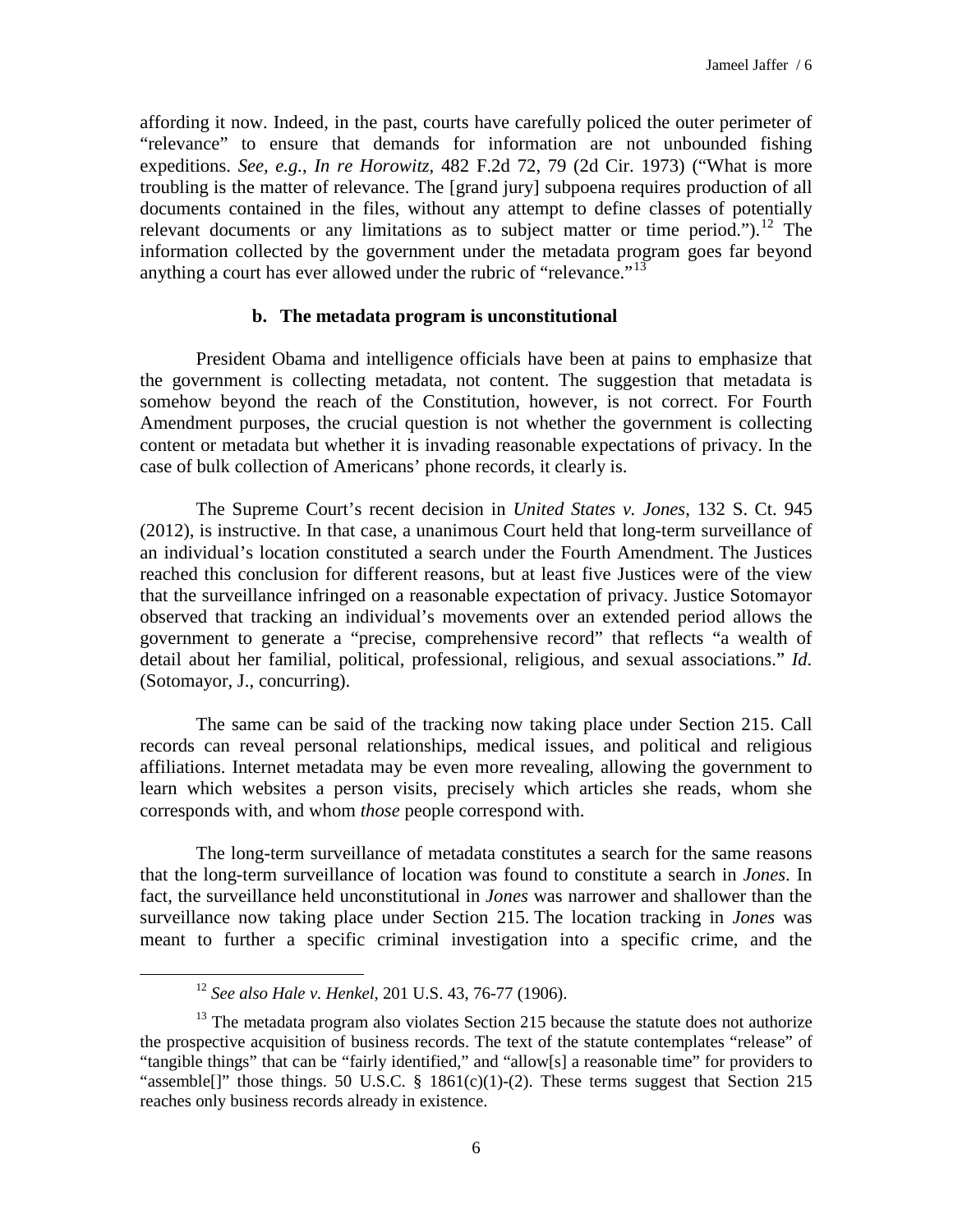affording it now. Indeed, in the past, courts have carefully policed the outer perimeter of "relevance" to ensure that demands for information are not unbounded fishing expeditions. *See, e.g.*, *In re Horowitz*, 482 F.2d 72, 79 (2d Cir. 1973) ("What is more troubling is the matter of relevance. The [grand jury] subpoena requires production of all documents contained in the files, without any attempt to define classes of potentially relevant documents or any limitations as to subject matter or time period.").[12] The information collected by the government under the metadata program goes far beyond anything a court has ever allowed under the rubric of "relevance."[13]

### b. The metadata program is unconstitutional

President Obama and intelligence officials have been at pains to emphasize that the government is collecting metadata, not content. The suggestion that metadata is somehow beyond the reach of the Constitution, however, is not correct. For Fourth Amendment purposes, the crucial question is not whether the government is collecting content or metadata but whether it is invading reasonable expectations of privacy. In the case of bulk collection of Americans' phone records, it clearly is.

The Supreme Court's recent decision in *United States v. Jones*, 132 S. Ct. 945 (2012), is instructive. In that case, a unanimous Court held that long-term surveillance of an individual's location constituted a search under the Fourth Amendment. The Justices reached this conclusion for different reasons, but at least five Justices were of the view that the surveillance infringed on a reasonable expectation of privacy. Justice Sotomayor observed that tracking an individual's movements over an extended period allows the government to generate a "precise, comprehensive record" that reflects "a wealth of detail about her familial, political, professional, religious, and sexual associations." *Id.* (Sotomayor, J., concurring).

The same can be said of the tracking now taking place under Section 215. Call records can reveal personal relationships, medical issues, and political and religious affiliations. Internet metadata may be even more revealing, allowing the government to learn which websites a person visits, precisely which articles she reads, whom she corresponds with, and whom *those* people correspond with.

The long-term surveillance of metadata constitutes a search for the same reasons that the long-term surveillance of location was found to constitute a search in *Jones*. In fact, the surveillance held unconstitutional in *Jones* was narrower and shallower than the surveillance now taking place under Section 215. The location tracking in *Jones* was meant to further a specific criminal investigation into a specific crime, and the

---

[12] *See also Hale v. Henkel*, 201 U.S. 43, 76-77 (1906).

[13] The metadata program also violates Section 215 because the statute does not authorize the prospective acquisition of business records. The text of the statute contemplates "release" of "tangible things" that can be "fairly identified," and "allow[s] a reasonable time" for providers to "assemble[]" those things. 50 U.S.C. § 1861(c)(1)-(2). These terms suggest that Section 215 reaches only business records already in existence.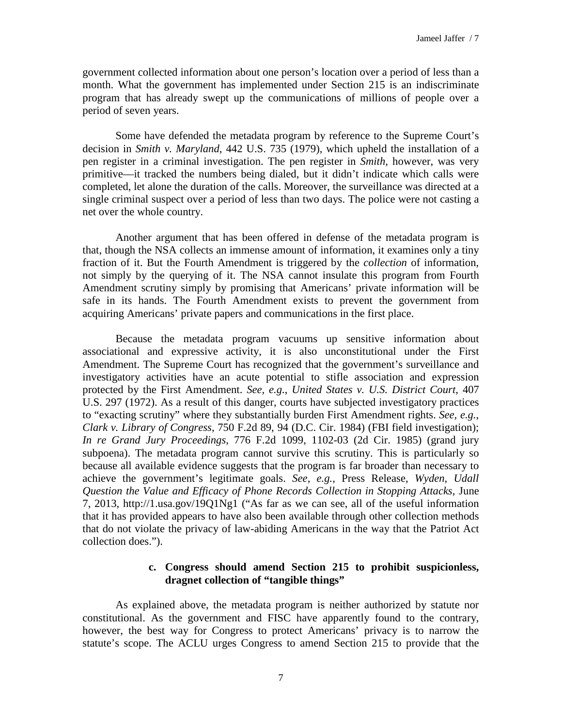government collected information about one person's location over a period of less than a month. What the government has implemented under Section 215 is an indiscriminate program that has already swept up the communications of millions of people over a period of seven years.

Some have defended the metadata program by reference to the Supreme Court's decision in *Smith v. Maryland*, 442 U.S. 735 (1979), which upheld the installation of a pen register in a criminal investigation. The pen register in *Smith,* however, was very primitive—it tracked the numbers being dialed, but it didn't indicate which calls were completed, let alone the duration of the calls. Moreover, the surveillance was directed at a single criminal suspect over a period of less than two days. The police were not casting a net over the whole country.

Another argument that has been offered in defense of the metadata program is that, though the NSA collects an immense amount of information, it examines only a tiny fraction of it. But the Fourth Amendment is triggered by the *collection* of information, not simply by the querying of it. The NSA cannot insulate this program from Fourth Amendment scrutiny simply by promising that Americans' private information will be safe in its hands. The Fourth Amendment exists to prevent the government from acquiring Americans' private papers and communications in the first place.

Because the metadata program vacuums up sensitive information about associational and expressive activity, it is also unconstitutional under the First Amendment. The Supreme Court has recognized that the government's surveillance and investigatory activities have an acute potential to stifle association and expression protected by the First Amendment. *See, e.g.*, *United States v. U.S. District Court*, 407 U.S. 297 (1972). As a result of this danger, courts have subjected investigatory practices to "exacting scrutiny" where they substantially burden First Amendment rights. *See, e.g.*, *Clark v. Library of Congress*, 750 F.2d 89, 94 (D.C. Cir. 1984) (FBI field investigation); *In re Grand Jury Proceedings*, 776 F.2d 1099, 1102-03 (2d Cir. 1985) (grand jury subpoena). The metadata program cannot survive this scrutiny. This is particularly so because all available evidence suggests that the program is far broader than necessary to achieve the government's legitimate goals. *See, e.g.*, Press Release, *Wyden, Udall Question the Value and Efficacy of Phone Records Collection in Stopping Attacks*, June 7, 2013, http://1.usa.gov/19Q1Ng1 ("As far as we can see, all of the useful information that it has provided appears to have also been available through other collection methods that do not violate the privacy of law-abiding Americans in the way that the Patriot Act collection does.").

### c. Congress should amend Section 215 to prohibit suspicionless, dragnet collection of "tangible things"

As explained above, the metadata program is neither authorized by statute nor constitutional. As the government and FISC have apparently found to the contrary, however, the best way for Congress to protect Americans' privacy is to narrow the statute's scope. The ACLU urges Congress to amend Section 215 to provide that the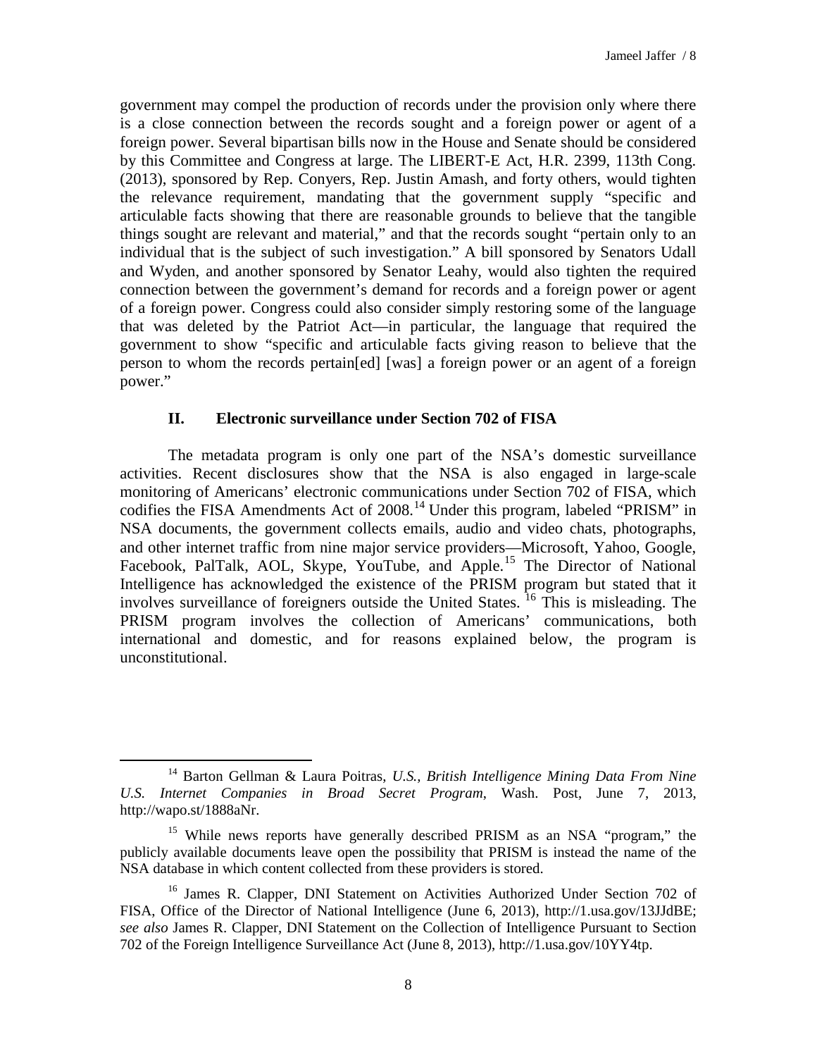government may compel the production of records under the provision only where there is a close connection between the records sought and a foreign power or agent of a foreign power. Several bipartisan bills now in the House and Senate should be considered by this Committee and Congress at large. The LIBERT-E Act, H.R. 2399, 113th Cong. (2013), sponsored by Rep. Conyers, Rep. Justin Amash, and forty others, would tighten the relevance requirement, mandating that the government supply "specific and articulable facts showing that there are reasonable grounds to believe that the tangible things sought are relevant and material," and that the records sought "pertain only to an individual that is the subject of such investigation." A bill sponsored by Senators Udall and Wyden, and another sponsored by Senator Leahy, would also tighten the required connection between the government's demand for records and a foreign power or agent of a foreign power. Congress could also consider simply restoring some of the language that was deleted by the Patriot Act—in particular, the language that required the government to show "specific and articulable facts giving reason to believe that the person to whom the records pertain[ed] [was] a foreign power or an agent of a foreign power."

## II. Electronic surveillance under Section 702 of FISA

The metadata program is only one part of the NSA's domestic surveillance activities. Recent disclosures show that the NSA is also engaged in large-scale monitoring of Americans' electronic communications under Section 702 of FISA, which codifies the FISA Amendments Act of 2008.[14] Under this program, labeled "PRISM" in NSA documents, the government collects emails, audio and video chats, photographs, and other internet traffic from nine major service providers—Microsoft, Yahoo, Google, Facebook, PalTalk, AOL, Skype, YouTube, and Apple.[15] The Director of National Intelligence has acknowledged the existence of the PRISM program but stated that it involves surveillance of foreigners outside the United States.[16] This is misleading. The PRISM program involves the collection of Americans' communications, both international and domestic, and for reasons explained below, the program is unconstitutional.

---

[14] Barton Gellman & Laura Poitras, *U.S., British Intelligence Mining Data From Nine U.S. Internet Companies in Broad Secret Program*, Wash. Post, June 7, 2013, http://wapo.st/1888aNr.

[15] While news reports have generally described PRISM as an NSA "program," the publicly available documents leave open the possibility that PRISM is instead the name of the NSA database in which content collected from these providers is stored.

[16] James R. Clapper, DNI Statement on Activities Authorized Under Section 702 of FISA, Office of the Director of National Intelligence (June 6, 2013), http://1.usa.gov/13JJdBE; *see also* James R. Clapper, DNI Statement on the Collection of Intelligence Pursuant to Section 702 of the Foreign Intelligence Surveillance Act (June 8, 2013), http://1.usa.gov/10YY4tp.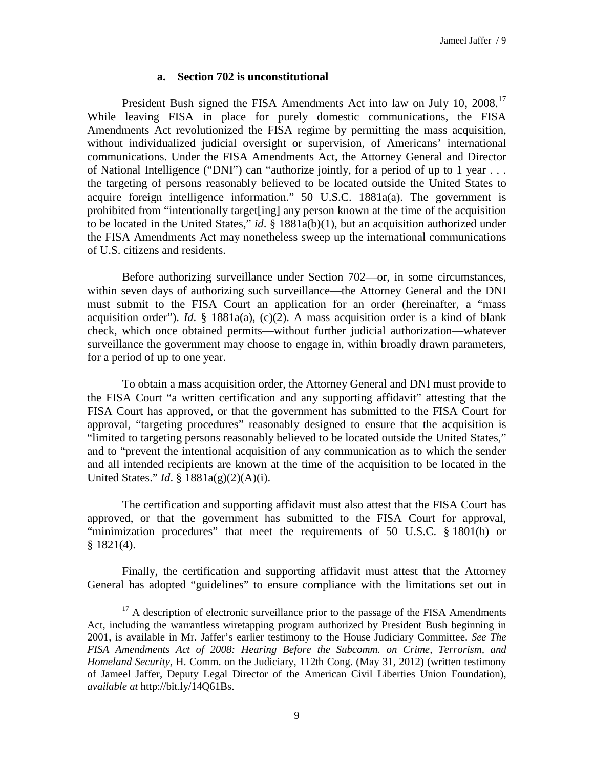#### a. Section 702 is unconstitutional

President Bush signed the FISA Amendments Act into law on July 10, 2008.[17] While leaving FISA in place for purely domestic communications, the FISA Amendments Act revolutionized the FISA regime by permitting the mass acquisition, without individualized judicial oversight or supervision, of Americans' international communications. Under the FISA Amendments Act, the Attorney General and Director of National Intelligence ("DNI") can "authorize jointly, for a period of up to 1 year . . . the targeting of persons reasonably believed to be located outside the United States to acquire foreign intelligence information." 50 U.S.C. 1881a(a). The government is prohibited from "intentionally target[ing] any person known at the time of the acquisition to be located in the United States," *id*. § 1881a(b)(1), but an acquisition authorized under the FISA Amendments Act may nonetheless sweep up the international communications of U.S. citizens and residents.

Before authorizing surveillance under Section 702—or, in some circumstances, within seven days of authorizing such surveillance—the Attorney General and the DNI must submit to the FISA Court an application for an order (hereinafter, a "mass acquisition order"). *Id*. § 1881a(a), (c)(2). A mass acquisition order is a kind of blank check, which once obtained permits—without further judicial authorization—whatever surveillance the government may choose to engage in, within broadly drawn parameters, for a period of up to one year.

To obtain a mass acquisition order, the Attorney General and DNI must provide to the FISA Court "a written certification and any supporting affidavit" attesting that the FISA Court has approved, or that the government has submitted to the FISA Court for approval, "targeting procedures" reasonably designed to ensure that the acquisition is "limited to targeting persons reasonably believed to be located outside the United States," and to "prevent the intentional acquisition of any communication as to which the sender and all intended recipients are known at the time of the acquisition to be located in the United States." *Id*. § 1881a(g)(2)(A)(i).

The certification and supporting affidavit must also attest that the FISA Court has approved, or that the government has submitted to the FISA Court for approval, "minimization procedures" that meet the requirements of 50 U.S.C. § 1801(h) or § 1821(4).

Finally, the certification and supporting affidavit must attest that the Attorney General has adopted "guidelines" to ensure compliance with the limitations set out in

---

[17] A description of electronic surveillance prior to the passage of the FISA Amendments Act, including the warrantless wiretapping program authorized by President Bush beginning in 2001, is available in Mr. Jaffer's earlier testimony to the House Judiciary Committee. *See The FISA Amendments Act of 2008: Hearing Before the Subcomm. on Crime, Terrorism, and Homeland Security*, H. Comm. on the Judiciary, 112th Cong. (May 31, 2012) (written testimony of Jameel Jaffer, Deputy Legal Director of the American Civil Liberties Union Foundation), *available at* http://bit.ly/14Q61Bs.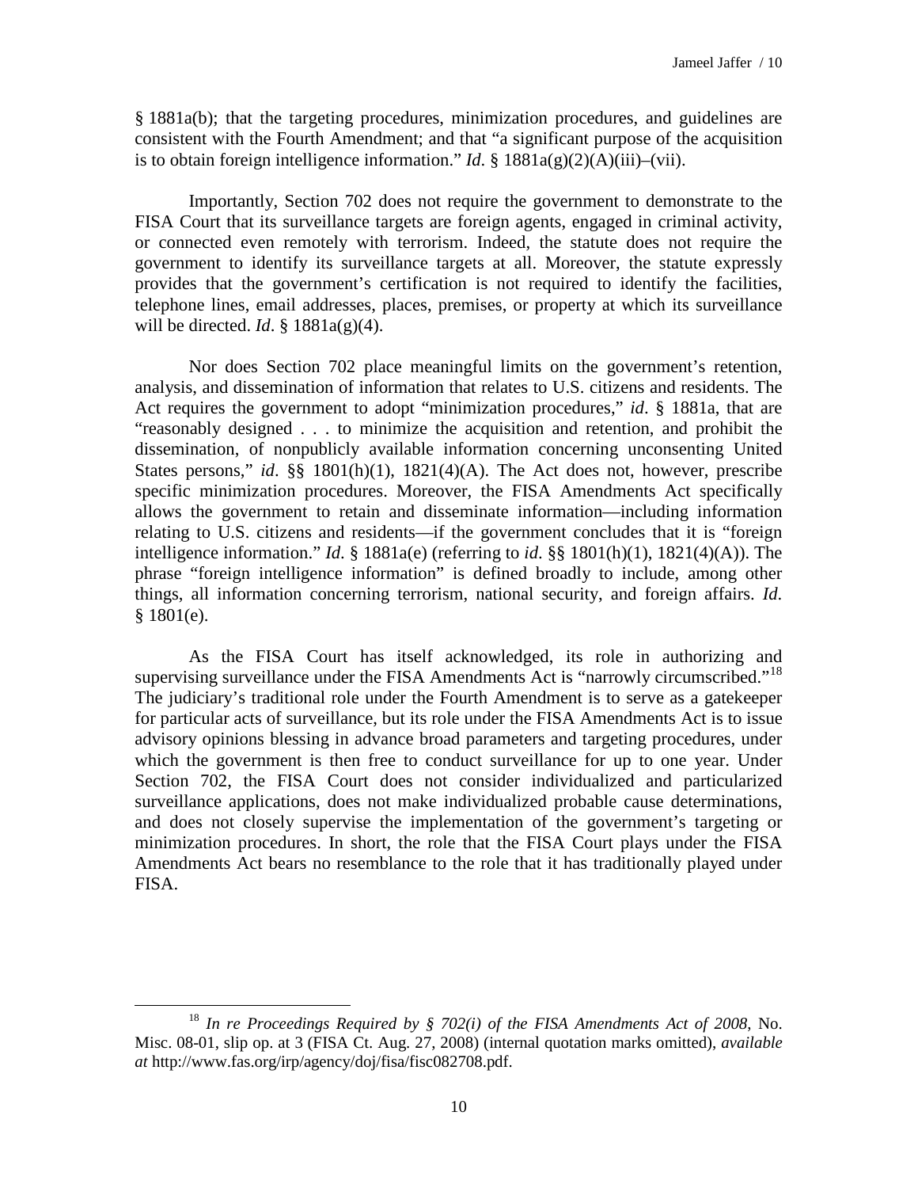§ 1881a(b); that the targeting procedures, minimization procedures, and guidelines are consistent with the Fourth Amendment; and that "a significant purpose of the acquisition is to obtain foreign intelligence information." *Id*. § 1881a(g)(2)(A)(iii)–(vii).

Importantly, Section 702 does not require the government to demonstrate to the FISA Court that its surveillance targets are foreign agents, engaged in criminal activity, or connected even remotely with terrorism. Indeed, the statute does not require the government to identify its surveillance targets at all. Moreover, the statute expressly provides that the government's certification is not required to identify the facilities, telephone lines, email addresses, places, premises, or property at which its surveillance will be directed. *Id*. § 1881a(g)(4).

Nor does Section 702 place meaningful limits on the government's retention, analysis, and dissemination of information that relates to U.S. citizens and residents. The Act requires the government to adopt "minimization procedures," *id*. § 1881a, that are "reasonably designed . . . to minimize the acquisition and retention, and prohibit the dissemination, of nonpublicly available information concerning unconsenting United States persons," *id*. §§ 1801(h)(1), 1821(4)(A). The Act does not, however, prescribe specific minimization procedures. Moreover, the FISA Amendments Act specifically allows the government to retain and disseminate information—including information relating to U.S. citizens and residents—if the government concludes that it is "foreign intelligence information." *Id*. § 1881a(e) (referring to *id*. §§ 1801(h)(1), 1821(4)(A)). The phrase "foreign intelligence information" is defined broadly to include, among other things, all information concerning terrorism, national security, and foreign affairs. *Id*. § 1801(e).

As the FISA Court has itself acknowledged, its role in authorizing and supervising surveillance under the FISA Amendments Act is "narrowly circumscribed."[18] The judiciary's traditional role under the Fourth Amendment is to serve as a gatekeeper for particular acts of surveillance, but its role under the FISA Amendments Act is to issue advisory opinions blessing in advance broad parameters and targeting procedures, under which the government is then free to conduct surveillance for up to one year. Under Section 702, the FISA Court does not consider individualized and particularized surveillance applications, does not make individualized probable cause determinations, and does not closely supervise the implementation of the government's targeting or minimization procedures. In short, the role that the FISA Court plays under the FISA Amendments Act bears no resemblance to the role that it has traditionally played under FISA.

[18] *In re Proceedings Required by § 702(i) of the FISA Amendments Act of 2008*, No. Misc. 08-01, slip op. at 3 (FISA Ct. Aug. 27, 2008) (internal quotation marks omitted), *available at* http://www.fas.org/irp/agency/doj/fisa/fisc082708.pdf.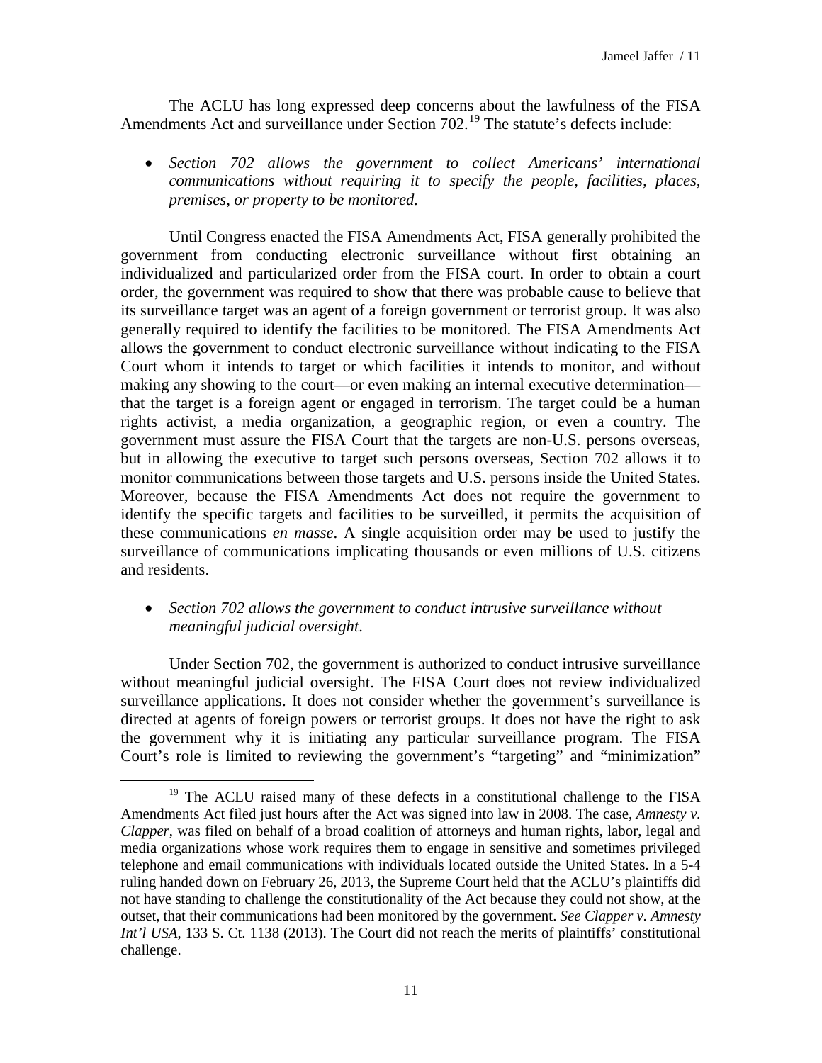The ACLU has long expressed deep concerns about the lawfulness of the FISA Amendments Act and surveillance under Section 702.[19] The statute's defects include:

- *Section 702 allows the government to collect Americans' international communications without requiring it to specify the people, facilities, places, premises, or property to be monitored.*

Until Congress enacted the FISA Amendments Act, FISA generally prohibited the government from conducting electronic surveillance without first obtaining an individualized and particularized order from the FISA court. In order to obtain a court order, the government was required to show that there was probable cause to believe that its surveillance target was an agent of a foreign government or terrorist group. It was also generally required to identify the facilities to be monitored. The FISA Amendments Act allows the government to conduct electronic surveillance without indicating to the FISA Court whom it intends to target or which facilities it intends to monitor, and without making any showing to the court—or even making an internal executive determination—that the target is a foreign agent or engaged in terrorism. The target could be a human rights activist, a media organization, a geographic region, or even a country. The government must assure the FISA Court that the targets are non-U.S. persons overseas, but in allowing the executive to target such persons overseas, Section 702 allows it to monitor communications between those targets and U.S. persons inside the United States. Moreover, because the FISA Amendments Act does not require the government to identify the specific targets and facilities to be surveilled, it permits the acquisition of these communications *en masse*. A single acquisition order may be used to justify the surveillance of communications implicating thousands or even millions of U.S. citizens and residents.

- *Section 702 allows the government to conduct intrusive surveillance without meaningful judicial oversight.*

Under Section 702, the government is authorized to conduct intrusive surveillance without meaningful judicial oversight. The FISA Court does not review individualized surveillance applications. It does not consider whether the government's surveillance is directed at agents of foreign powers or terrorist groups. It does not have the right to ask the government why it is initiating any particular surveillance program. The FISA Court's role is limited to reviewing the government's "targeting" and "minimization"

[19] The ACLU raised many of these defects in a constitutional challenge to the FISA Amendments Act filed just hours after the Act was signed into law in 2008. The case, *Amnesty v. Clapper*, was filed on behalf of a broad coalition of attorneys and human rights, labor, legal and media organizations whose work requires them to engage in sensitive and sometimes privileged telephone and email communications with individuals located outside the United States. In a 5-4 ruling handed down on February 26, 2013, the Supreme Court held that the ACLU's plaintiffs did not have standing to challenge the constitutionality of the Act because they could not show, at the outset, that their communications had been monitored by the government. *See Clapper v. Amnesty Int'l USA*, 133 S. Ct. 1138 (2013). The Court did not reach the merits of plaintiffs' constitutional challenge.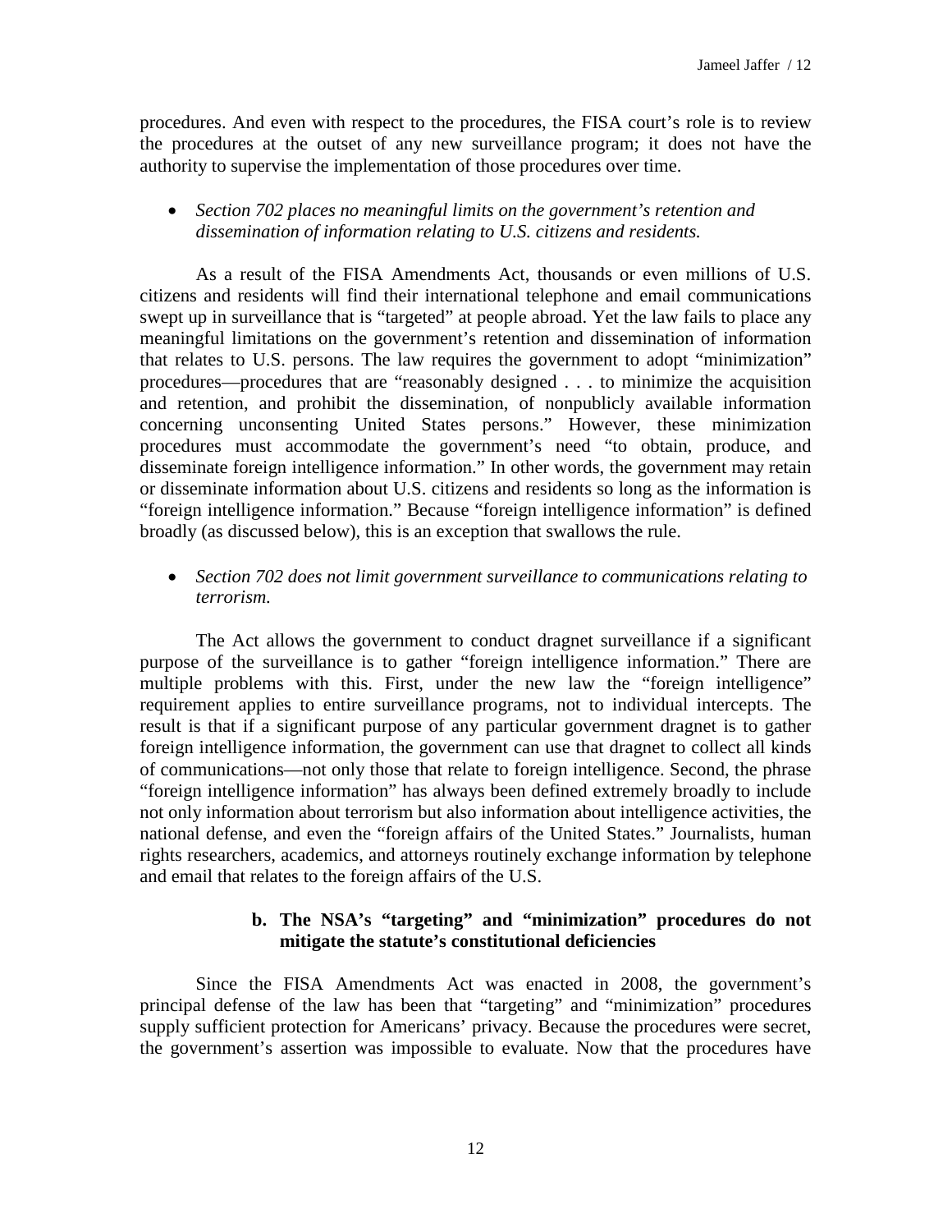procedures. And even with respect to the procedures, the FISA court's role is to review the procedures at the outset of any new surveillance program; it does not have the authority to supervise the implementation of those procedures over time.

- *Section 702 places no meaningful limits on the government's retention and dissemination of information relating to U.S. citizens and residents.*

As a result of the FISA Amendments Act, thousands or even millions of U.S. citizens and residents will find their international telephone and email communications swept up in surveillance that is "targeted" at people abroad. Yet the law fails to place any meaningful limitations on the government's retention and dissemination of information that relates to U.S. persons. The law requires the government to adopt "minimization" procedures—procedures that are "reasonably designed . . . to minimize the acquisition and retention, and prohibit the dissemination, of nonpublicly available information concerning unconsenting United States persons." However, these minimization procedures must accommodate the government's need "to obtain, produce, and disseminate foreign intelligence information." In other words, the government may retain or disseminate information about U.S. citizens and residents so long as the information is "foreign intelligence information." Because "foreign intelligence information" is defined broadly (as discussed below), this is an exception that swallows the rule.

- *Section 702 does not limit government surveillance to communications relating to terrorism.*

The Act allows the government to conduct dragnet surveillance if a significant purpose of the surveillance is to gather "foreign intelligence information." There are multiple problems with this. First, under the new law the "foreign intelligence" requirement applies to entire surveillance programs, not to individual intercepts. The result is that if a significant purpose of any particular government dragnet is to gather foreign intelligence information, the government can use that dragnet to collect all kinds of communications—not only those that relate to foreign intelligence. Second, the phrase "foreign intelligence information" has always been defined extremely broadly to include not only information about terrorism but also information about intelligence activities, the national defense, and even the "foreign affairs of the United States." Journalists, human rights researchers, academics, and attorneys routinely exchange information by telephone and email that relates to the foreign affairs of the U.S.

### b. The NSA's "targeting" and "minimization" procedures do not mitigate the statute's constitutional deficiencies

Since the FISA Amendments Act was enacted in 2008, the government's principal defense of the law has been that "targeting" and "minimization" procedures supply sufficient protection for Americans' privacy. Because the procedures were secret, the government's assertion was impossible to evaluate. Now that the procedures have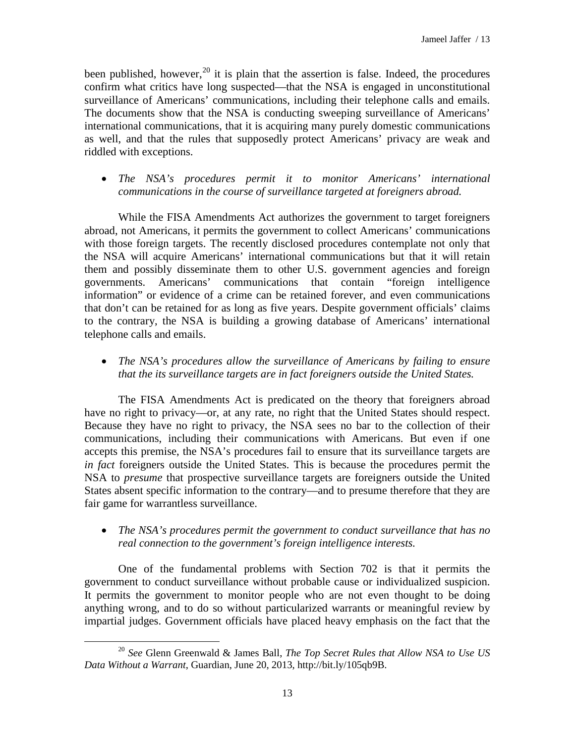been published, however,[20] it is plain that the assertion is false. Indeed, the procedures confirm what critics have long suspected—that the NSA is engaged in unconstitutional surveillance of Americans' communications, including their telephone calls and emails. The documents show that the NSA is conducting sweeping surveillance of Americans' international communications, that it is acquiring many purely domestic communications as well, and that the rules that supposedly protect Americans' privacy are weak and riddled with exceptions.

- *The NSA's procedures permit it to monitor Americans' international communications in the course of surveillance targeted at foreigners abroad.*

While the FISA Amendments Act authorizes the government to target foreigners abroad, not Americans, it permits the government to collect Americans' communications with those foreign targets. The recently disclosed procedures contemplate not only that the NSA will acquire Americans' international communications but that it will retain them and possibly disseminate them to other U.S. government agencies and foreign governments. Americans' communications that contain "foreign intelligence information" or evidence of a crime can be retained forever, and even communications that don't can be retained for as long as five years. Despite government officials' claims to the contrary, the NSA is building a growing database of Americans' international telephone calls and emails.

- *The NSA's procedures allow the surveillance of Americans by failing to ensure that the its surveillance targets are in fact foreigners outside the United States.*

The FISA Amendments Act is predicated on the theory that foreigners abroad have no right to privacy—or, at any rate, no right that the United States should respect. Because they have no right to privacy, the NSA sees no bar to the collection of their communications, including their communications with Americans. But even if one accepts this premise, the NSA's procedures fail to ensure that its surveillance targets are *in fact* foreigners outside the United States. This is because the procedures permit the NSA to *presume* that prospective surveillance targets are foreigners outside the United States absent specific information to the contrary—and to presume therefore that they are fair game for warrantless surveillance.

- *The NSA's procedures permit the government to conduct surveillance that has no real connection to the government's foreign intelligence interests.*

One of the fundamental problems with Section 702 is that it permits the government to conduct surveillance without probable cause or individualized suspicion. It permits the government to monitor people who are not even thought to be doing anything wrong, and to do so without particularized warrants or meaningful review by impartial judges. Government officials have placed heavy emphasis on the fact that the

[20] *See* Glenn Greenwald & James Ball, *The Top Secret Rules that Allow NSA to Use US Data Without a Warrant*, Guardian, June 20, 2013, http://bit.ly/105qb9B.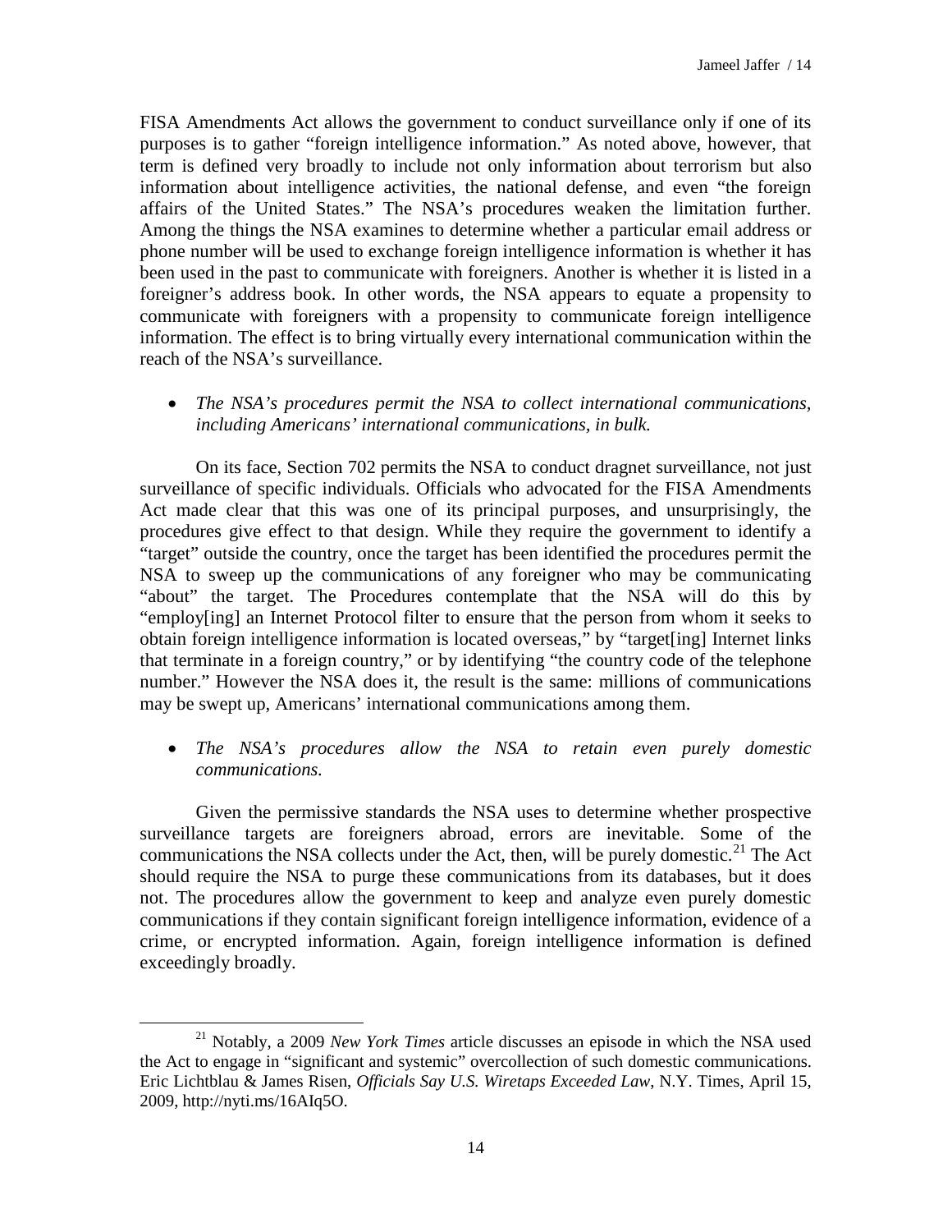FISA Amendments Act allows the government to conduct surveillance only if one of its purposes is to gather "foreign intelligence information." As noted above, however, that term is defined very broadly to include not only information about terrorism but also information about intelligence activities, the national defense, and even "the foreign affairs of the United States." The NSA's procedures weaken the limitation further. Among the things the NSA examines to determine whether a particular email address or phone number will be used to exchange foreign intelligence information is whether it has been used in the past to communicate with foreigners. Another is whether it is listed in a foreigner's address book. In other words, the NSA appears to equate a propensity to communicate with foreigners with a propensity to communicate foreign intelligence information. The effect is to bring virtually every international communication within the reach of the NSA's surveillance.

- *The NSA's procedures permit the NSA to collect international communications, including Americans' international communications, in bulk.*

On its face, Section 702 permits the NSA to conduct dragnet surveillance, not just surveillance of specific individuals. Officials who advocated for the FISA Amendments Act made clear that this was one of its principal purposes, and unsurprisingly, the procedures give effect to that design. While they require the government to identify a "target" outside the country, once the target has been identified the procedures permit the NSA to sweep up the communications of any foreigner who may be communicating "about" the target. The Procedures contemplate that the NSA will do this by "employ[ing] an Internet Protocol filter to ensure that the person from whom it seeks to obtain foreign intelligence information is located overseas," by "target[ing] Internet links that terminate in a foreign country," or by identifying "the country code of the telephone number." However the NSA does it, the result is the same: millions of communications may be swept up, Americans' international communications among them.

- *The NSA's procedures allow the NSA to retain even purely domestic communications.*

Given the permissive standards the NSA uses to determine whether prospective surveillance targets are foreigners abroad, errors are inevitable. Some of the communications the NSA collects under the Act, then, will be purely domestic.[21] The Act should require the NSA to purge these communications from its databases, but it does not. The procedures allow the government to keep and analyze even purely domestic communications if they contain significant foreign intelligence information, evidence of a crime, or encrypted information. Again, foreign intelligence information is defined exceedingly broadly.

---

[21] Notably, a 2009 *New York Times* article discusses an episode in which the NSA used the Act to engage in "significant and systemic" overcollection of such domestic communications. Eric Lichtblau & James Risen, *Officials Say U.S. Wiretaps Exceeded Law*, N.Y. Times, April 15, 2009, http://nyti.ms/16AIq5O.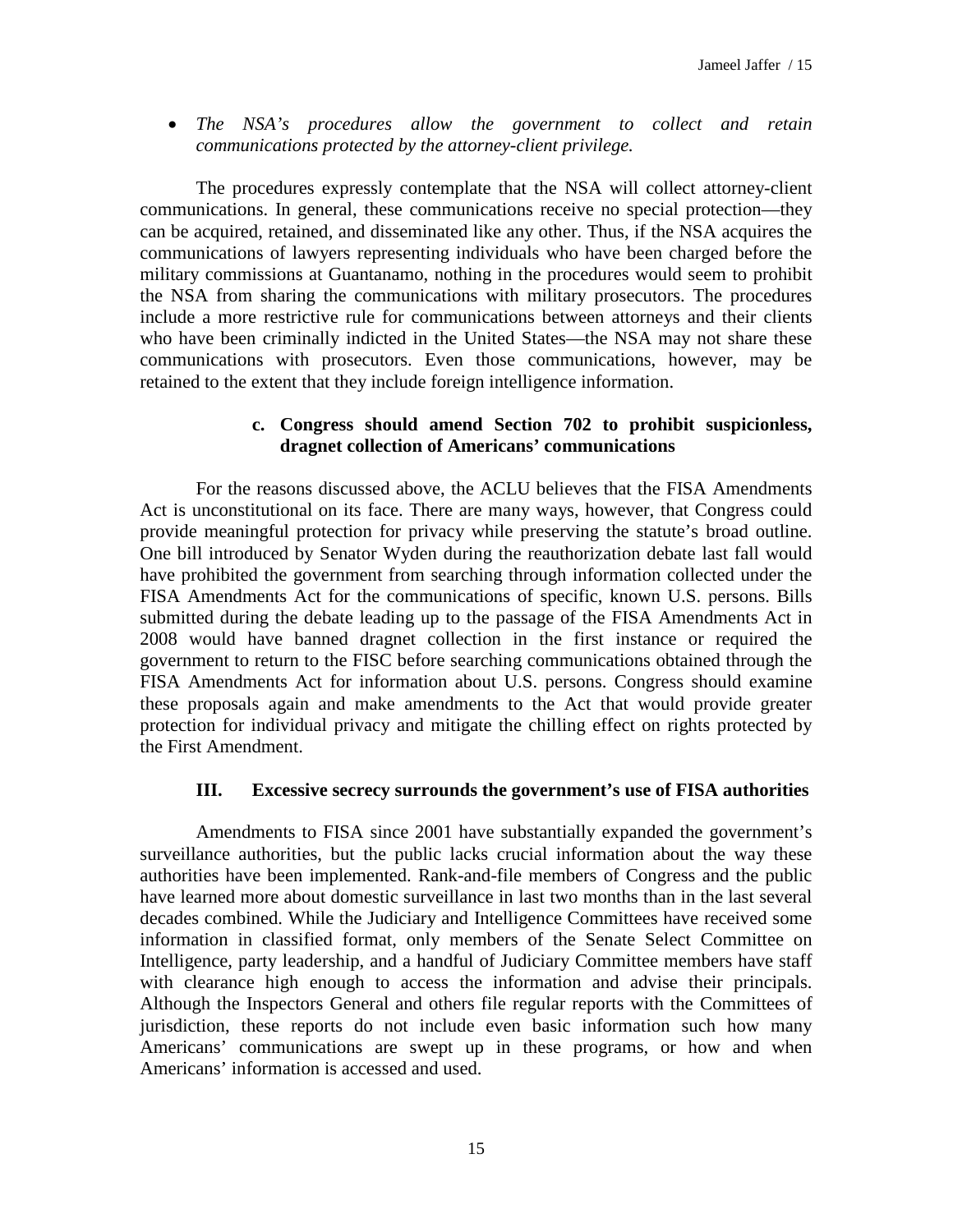- *The NSA's procedures allow the government to collect and retain communications protected by the attorney-client privilege.*

The procedures expressly contemplate that the NSA will collect attorney-client communications. In general, these communications receive no special protection—they can be acquired, retained, and disseminated like any other. Thus, if the NSA acquires the communications of lawyers representing individuals who have been charged before the military commissions at Guantanamo, nothing in the procedures would seem to prohibit the NSA from sharing the communications with military prosecutors. The procedures include a more restrictive rule for communications between attorneys and their clients who have been criminally indicted in the United States—the NSA may not share these communications with prosecutors. Even those communications, however, may be retained to the extent that they include foreign intelligence information.

#### c. Congress should amend Section 702 to prohibit suspicionless, dragnet collection of Americans' communications

For the reasons discussed above, the ACLU believes that the FISA Amendments Act is unconstitutional on its face. There are many ways, however, that Congress could provide meaningful protection for privacy while preserving the statute's broad outline. One bill introduced by Senator Wyden during the reauthorization debate last fall would have prohibited the government from searching through information collected under the FISA Amendments Act for the communications of specific, known U.S. persons. Bills submitted during the debate leading up to the passage of the FISA Amendments Act in 2008 would have banned dragnet collection in the first instance or required the government to return to the FISC before searching communications obtained through the FISA Amendments Act for information about U.S. persons. Congress should examine these proposals again and make amendments to the Act that would provide greater protection for individual privacy and mitigate the chilling effect on rights protected by the First Amendment.

## III. Excessive secrecy surrounds the government's use of FISA authorities

Amendments to FISA since 2001 have substantially expanded the government's surveillance authorities, but the public lacks crucial information about the way these authorities have been implemented. Rank-and-file members of Congress and the public have learned more about domestic surveillance in last two months than in the last several decades combined. While the Judiciary and Intelligence Committees have received some information in classified format, only members of the Senate Select Committee on Intelligence, party leadership, and a handful of Judiciary Committee members have staff with clearance high enough to access the information and advise their principals. Although the Inspectors General and others file regular reports with the Committees of jurisdiction, these reports do not include even basic information such how many Americans' communications are swept up in these programs, or how and when Americans' information is accessed and used.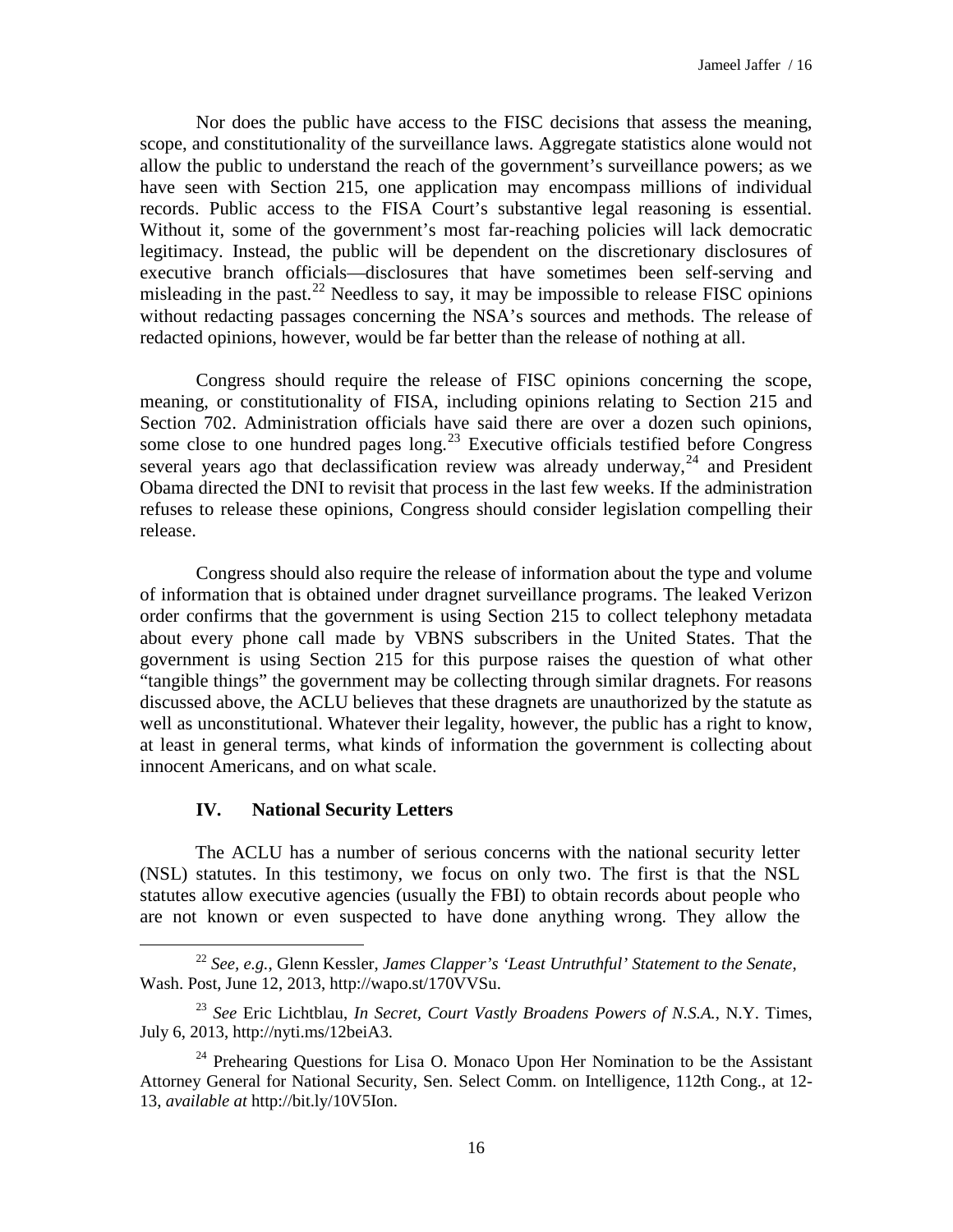Nor does the public have access to the FISC decisions that assess the meaning, scope, and constitutionality of the surveillance laws. Aggregate statistics alone would not allow the public to understand the reach of the government's surveillance powers; as we have seen with Section 215, one application may encompass millions of individual records. Public access to the FISA Court's substantive legal reasoning is essential. Without it, some of the government's most far-reaching policies will lack democratic legitimacy. Instead, the public will be dependent on the discretionary disclosures of executive branch officials—disclosures that have sometimes been self-serving and misleading in the past.[22] Needless to say, it may be impossible to release FISC opinions without redacting passages concerning the NSA's sources and methods. The release of redacted opinions, however, would be far better than the release of nothing at all.

Congress should require the release of FISC opinions concerning the scope, meaning, or constitutionality of FISA, including opinions relating to Section 215 and Section 702. Administration officials have said there are over a dozen such opinions, some close to one hundred pages long.[23] Executive officials testified before Congress several years ago that declassification review was already underway,[24] and President Obama directed the DNI to revisit that process in the last few weeks. If the administration refuses to release these opinions, Congress should consider legislation compelling their release.

Congress should also require the release of information about the type and volume of information that is obtained under dragnet surveillance programs. The leaked Verizon order confirms that the government is using Section 215 to collect telephony metadata about every phone call made by VBNS subscribers in the United States. That the government is using Section 215 for this purpose raises the question of what other "tangible things" the government may be collecting through similar dragnets. For reasons discussed above, the ACLU believes that these dragnets are unauthorized by the statute as well as unconstitutional. Whatever their legality, however, the public has a right to know, at least in general terms, what kinds of information the government is collecting about innocent Americans, and on what scale.

## IV. National Security Letters

The ACLU has a number of serious concerns with the national security letter (NSL) statutes. In this testimony, we focus on only two. The first is that the NSL statutes allow executive agencies (usually the FBI) to obtain records about people who are not known or even suspected to have done anything wrong. They allow the

---

[22] *See, e.g.*, Glenn Kessler, *James Clapper's 'Least Untruthful' Statement to the Senate*, Wash. Post, June 12, 2013, http://wapo.st/170VVSu.

[23] *See* Eric Lichtblau, *In Secret, Court Vastly Broadens Powers of N.S.A.*, N.Y. Times, July 6, 2013, http://nyti.ms/12beiA3.

[24] Prehearing Questions for Lisa O. Monaco Upon Her Nomination to be the Assistant Attorney General for National Security, Sen. Select Comm. on Intelligence, 112th Cong., at 12-13, *available at* http://bit.ly/10V5Ion.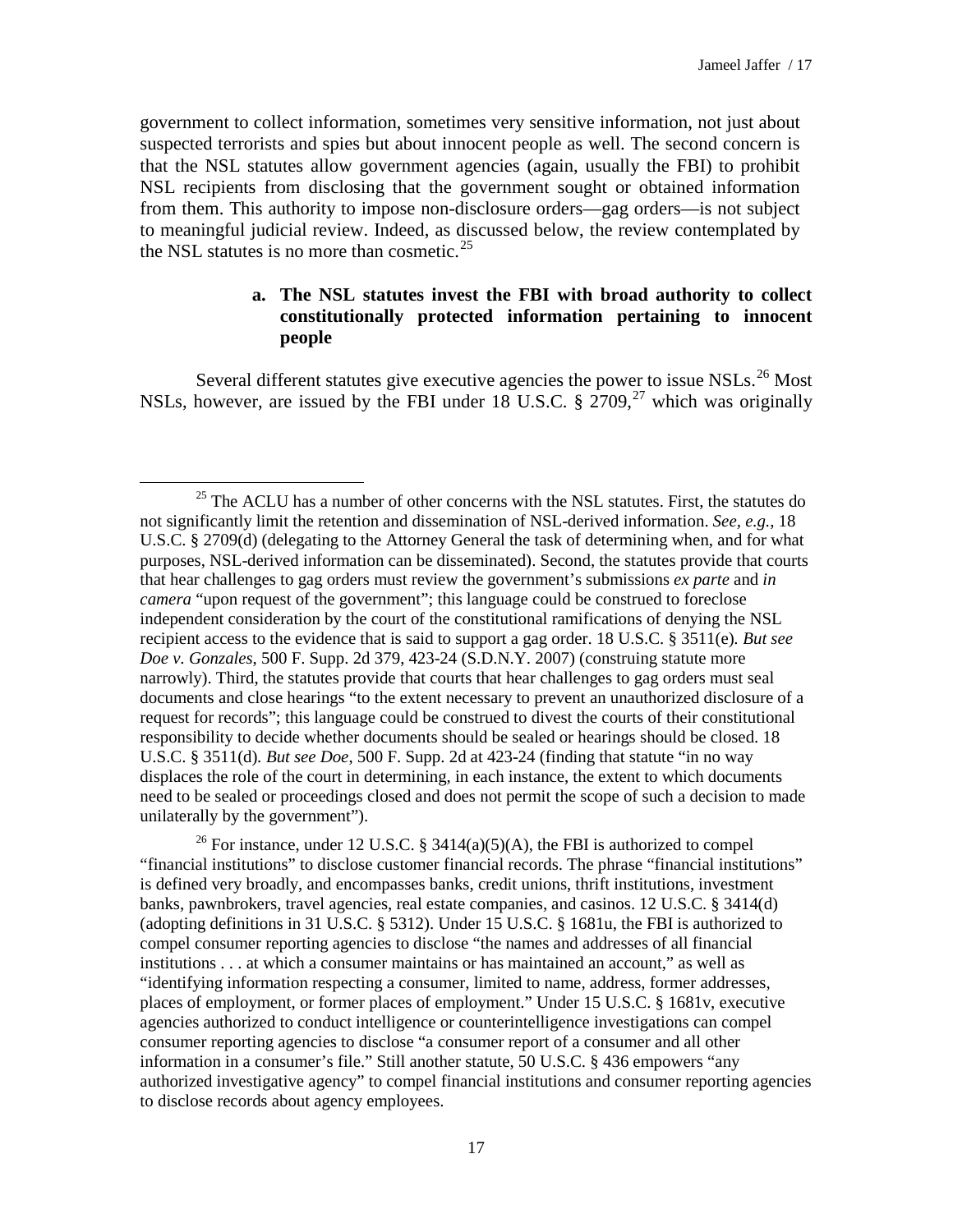government to collect information, sometimes very sensitive information, not just about suspected terrorists and spies but about innocent people as well. The second concern is that the NSL statutes allow government agencies (again, usually the FBI) to prohibit NSL recipients from disclosing that the government sought or obtained information from them. This authority to impose non-disclosure orders—gag orders—is not subject to meaningful judicial review. Indeed, as discussed below, the review contemplated by the NSL statutes is no more than cosmetic.[25]

#### a. The NSL statutes invest the FBI with broad authority to collect constitutionally protected information pertaining to innocent people

Several different statutes give executive agencies the power to issue NSLs.[26] Most NSLs, however, are issued by the FBI under 18 U.S.C. § 2709,[27] which was originally

---

[25] The ACLU has a number of other concerns with the NSL statutes. First, the statutes do not significantly limit the retention and dissemination of NSL-derived information. *See, e.g.*, 18 U.S.C. § 2709(d) (delegating to the Attorney General the task of determining when, and for what purposes, NSL-derived information can be disseminated). Second, the statutes provide that courts that hear challenges to gag orders must review the government's submissions *ex parte* and *in camera* "upon request of the government"; this language could be construed to foreclose independent consideration by the court of the constitutional ramifications of denying the NSL recipient access to the evidence that is said to support a gag order. 18 U.S.C. § 3511(e). *But see Doe v. Gonzales*, 500 F. Supp. 2d 379, 423-24 (S.D.N.Y. 2007) (construing statute more narrowly). Third, the statutes provide that courts that hear challenges to gag orders must seal documents and close hearings "to the extent necessary to prevent an unauthorized disclosure of a request for records"; this language could be construed to divest the courts of their constitutional responsibility to decide whether documents should be sealed or hearings should be closed. 18 U.S.C. § 3511(d). *But see Doe*, 500 F. Supp. 2d at 423-24 (finding that statute "in no way displaces the role of the court in determining, in each instance, the extent to which documents need to be sealed or proceedings closed and does not permit the scope of such a decision to made unilaterally by the government").

[26] For instance, under 12 U.S.C. § 3414(a)(5)(A), the FBI is authorized to compel "financial institutions" to disclose customer financial records. The phrase "financial institutions" is defined very broadly, and encompasses banks, credit unions, thrift institutions, investment banks, pawnbrokers, travel agencies, real estate companies, and casinos. 12 U.S.C. § 3414(d) (adopting definitions in 31 U.S.C. § 5312). Under 15 U.S.C. § 1681u, the FBI is authorized to compel consumer reporting agencies to disclose "the names and addresses of all financial institutions . . . at which a consumer maintains or has maintained an account," as well as "identifying information respecting a consumer, limited to name, address, former addresses, places of employment, or former places of employment." Under 15 U.S.C. § 1681v, executive agencies authorized to conduct intelligence or counterintelligence investigations can compel consumer reporting agencies to disclose "a consumer report of a consumer and all other information in a consumer's file." Still another statute, 50 U.S.C. § 436 empowers "any authorized investigative agency" to compel financial institutions and consumer reporting agencies to disclose records about agency employees.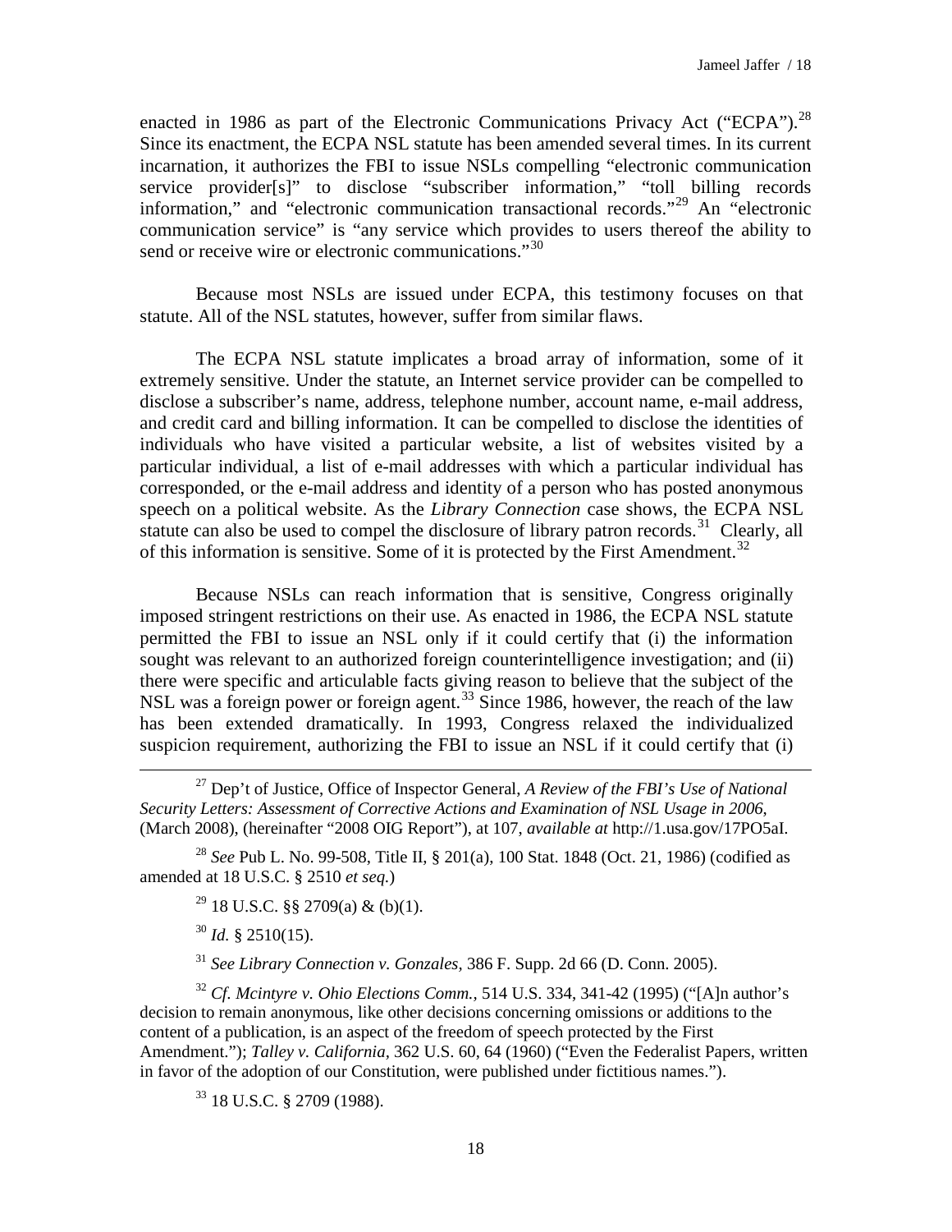enacted in 1986 as part of the Electronic Communications Privacy Act ("ECPA").[28] Since its enactment, the ECPA NSL statute has been amended several times. In its current incarnation, it authorizes the FBI to issue NSLs compelling "electronic communication service provider[s]" to disclose "subscriber information," "toll billing records information," and "electronic communication transactional records."[29] An "electronic communication service" is "any service which provides to users thereof the ability to send or receive wire or electronic communications."[30]

Because most NSLs are issued under ECPA, this testimony focuses on that statute. All of the NSL statutes, however, suffer from similar flaws.

The ECPA NSL statute implicates a broad array of information, some of it extremely sensitive. Under the statute, an Internet service provider can be compelled to disclose a subscriber's name, address, telephone number, account name, e-mail address, and credit card and billing information. It can be compelled to disclose the identities of individuals who have visited a particular website, a list of websites visited by a particular individual, a list of e-mail addresses with which a particular individual has corresponded, or the e-mail address and identity of a person who has posted anonymous speech on a political website. As the *Library Connection* case shows, the ECPA NSL statute can also be used to compel the disclosure of library patron records.[31] Clearly, all of this information is sensitive. Some of it is protected by the First Amendment.[32]

Because NSLs can reach information that is sensitive, Congress originally imposed stringent restrictions on their use. As enacted in 1986, the ECPA NSL statute permitted the FBI to issue an NSL only if it could certify that (i) the information sought was relevant to an authorized foreign counterintelligence investigation; and (ii) there were specific and articulable facts giving reason to believe that the subject of the NSL was a foreign power or foreign agent.[33] Since 1986, however, the reach of the law has been extended dramatically. In 1993, Congress relaxed the individualized suspicion requirement, authorizing the FBI to issue an NSL if it could certify that (i)

---

[27] Dep't of Justice, Office of Inspector General, *A Review of the FBI's Use of National Security Letters: Assessment of Corrective Actions and Examination of NSL Usage in 2006*, (March 2008), (hereinafter "2008 OIG Report"), at 107, *available at* http://1.usa.gov/17PO5aI.

[28] *See* Pub L. No. 99-508, Title II, § 201(a), 100 Stat. 1848 (Oct. 21, 1986) (codified as amended at 18 U.S.C. § 2510 *et seq.*)

[29] 18 U.S.C. §§ 2709(a) & (b)(1).

[30] *Id.* § 2510(15).

[31] *See Library Connection v. Gonzales*, 386 F. Supp. 2d 66 (D. Conn. 2005).

[32] *Cf. Mcintyre v. Ohio Elections Comm.*, 514 U.S. 334, 341-42 (1995) ("[A]n author's decision to remain anonymous, like other decisions concerning omissions or additions to the content of a publication, is an aspect of the freedom of speech protected by the First Amendment."); *Talley v. California*, 362 U.S. 60, 64 (1960) ("Even the Federalist Papers, written in favor of the adoption of our Constitution, were published under fictitious names.").

[33] 18 U.S.C. § 2709 (1988).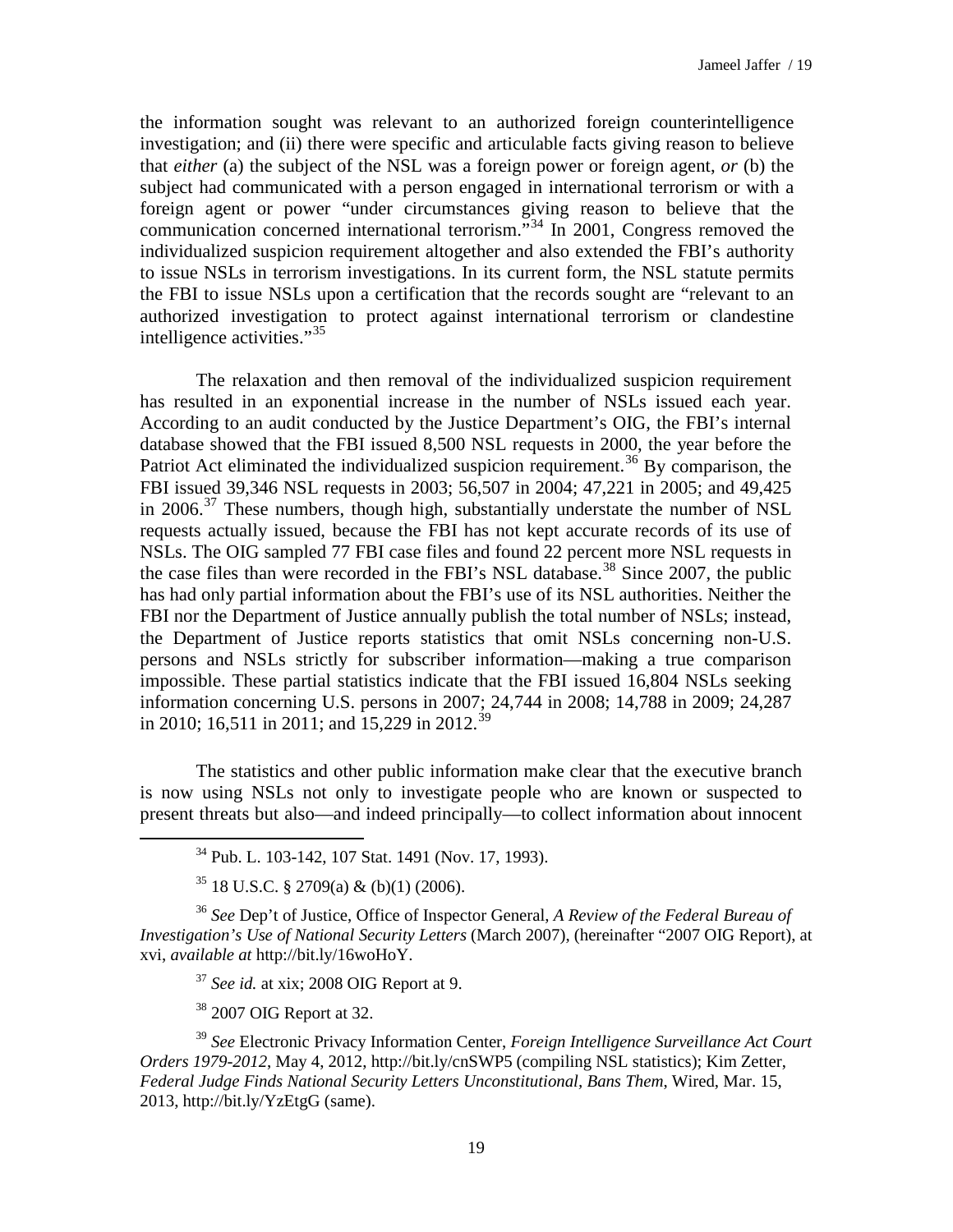the information sought was relevant to an authorized foreign counterintelligence investigation; and (ii) there were specific and articulable facts giving reason to believe that *either* (a) the subject of the NSL was a foreign power or foreign agent, *or* (b) the subject had communicated with a person engaged in international terrorism or with a foreign agent or power "under circumstances giving reason to believe that the communication concerned international terrorism."[34] In 2001, Congress removed the individualized suspicion requirement altogether and also extended the FBI's authority to issue NSLs in terrorism investigations. In its current form, the NSL statute permits the FBI to issue NSLs upon a certification that the records sought are "relevant to an authorized investigation to protect against international terrorism or clandestine intelligence activities."[35]

The relaxation and then removal of the individualized suspicion requirement has resulted in an exponential increase in the number of NSLs issued each year. According to an audit conducted by the Justice Department's OIG, the FBI's internal database showed that the FBI issued 8,500 NSL requests in 2000, the year before the Patriot Act eliminated the individualized suspicion requirement.[36] By comparison, the FBI issued 39,346 NSL requests in 2003; 56,507 in 2004; 47,221 in 2005; and 49,425 in 2006.[37] These numbers, though high, substantially understate the number of NSL requests actually issued, because the FBI has not kept accurate records of its use of NSLs. The OIG sampled 77 FBI case files and found 22 percent more NSL requests in the case files than were recorded in the FBI's NSL database.[38] Since 2007, the public has had only partial information about the FBI's use of its NSL authorities. Neither the FBI nor the Department of Justice annually publish the total number of NSLs; instead, the Department of Justice reports statistics that omit NSLs concerning non-U.S. persons and NSLs strictly for subscriber information—making a true comparison impossible. These partial statistics indicate that the FBI issued 16,804 NSLs seeking information concerning U.S. persons in 2007; 24,744 in 2008; 14,788 in 2009; 24,287 in 2010; 16,511 in 2011; and 15,229 in 2012.[39]

The statistics and other public information make clear that the executive branch is now using NSLs not only to investigate people who are known or suspected to present threats but also—and indeed principally—to collect information about innocent

---

[34] Pub. L. 103-142, 107 Stat. 1491 (Nov. 17, 1993).

[35] 18 U.S.C. § 2709(a) & (b)(1) (2006).

[36] *See* Dep't of Justice, Office of Inspector General, *A Review of the Federal Bureau of Investigation's Use of National Security Letters* (March 2007), (hereinafter "2007 OIG Report), at xvi, *available at* http://bit.ly/16woHoY.

[37] *See id.* at xix; 2008 OIG Report at 9.

[38] 2007 OIG Report at 32.

[39] *See* Electronic Privacy Information Center, *Foreign Intelligence Surveillance Act Court Orders 1979-2012*, May 4, 2012, http://bit.ly/cnSWP5 (compiling NSL statistics); Kim Zetter, *Federal Judge Finds National Security Letters Unconstitutional, Bans Them*, Wired, Mar. 15, 2013, http://bit.ly/YzEtgG (same).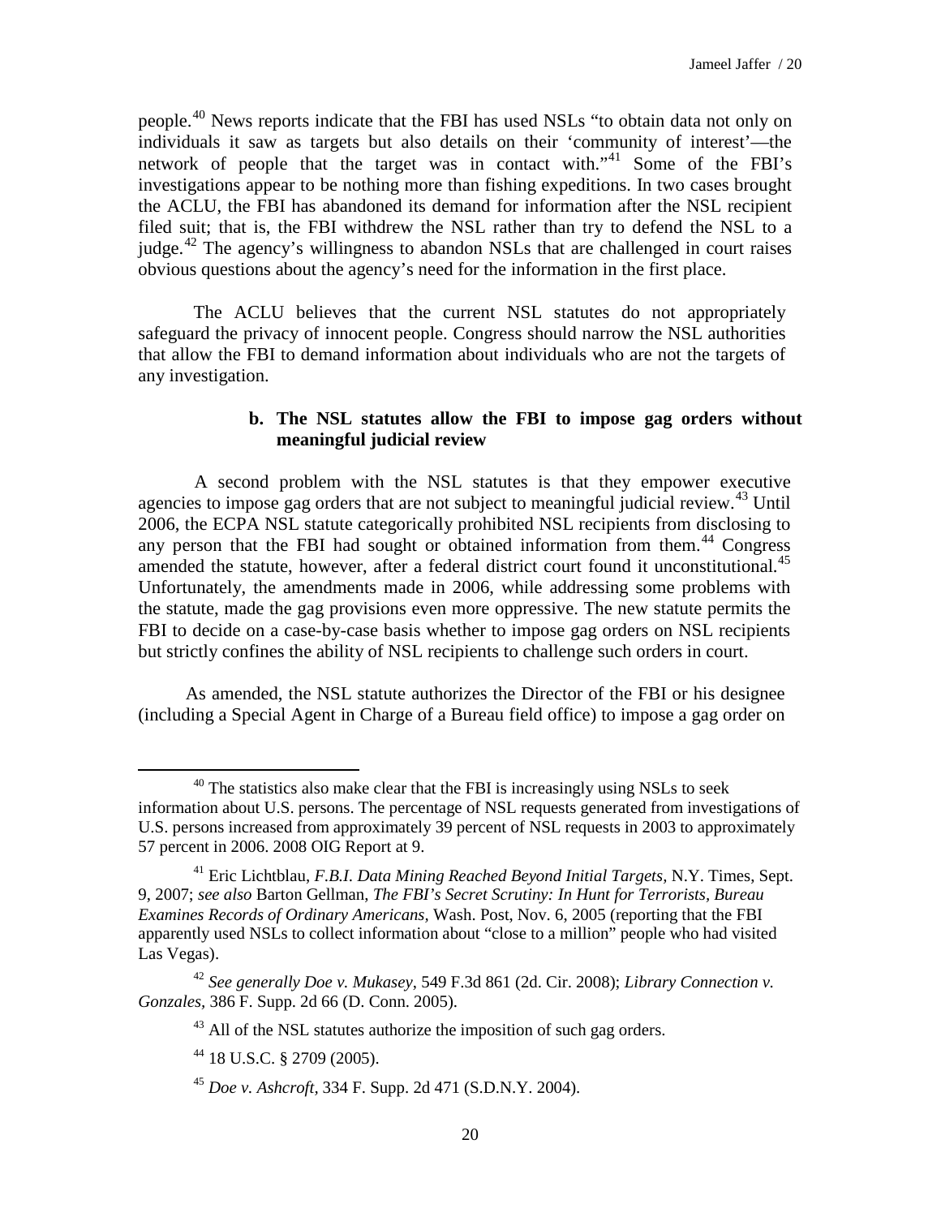people.[40] News reports indicate that the FBI has used NSLs "to obtain data not only on individuals it saw as targets but also details on their 'community of interest'—the network of people that the target was in contact with."[41] Some of the FBI's investigations appear to be nothing more than fishing expeditions. In two cases brought the ACLU, the FBI has abandoned its demand for information after the NSL recipient filed suit; that is, the FBI withdrew the NSL rather than try to defend the NSL to a judge.[42] The agency's willingness to abandon NSLs that are challenged in court raises obvious questions about the agency's need for the information in the first place.

The ACLU believes that the current NSL statutes do not appropriately safeguard the privacy of innocent people. Congress should narrow the NSL authorities that allow the FBI to demand information about individuals who are not the targets of any investigation.

**b. The NSL statutes allow the FBI to impose gag orders without meaningful judicial review**

A second problem with the NSL statutes is that they empower executive agencies to impose gag orders that are not subject to meaningful judicial review.[43] Until 2006, the ECPA NSL statute categorically prohibited NSL recipients from disclosing to any person that the FBI had sought or obtained information from them.[44] Congress amended the statute, however, after a federal district court found it unconstitutional.[45] Unfortunately, the amendments made in 2006, while addressing some problems with the statute, made the gag provisions even more oppressive. The new statute permits the FBI to decide on a case-by-case basis whether to impose gag orders on NSL recipients but strictly confines the ability of NSL recipients to challenge such orders in court.

As amended, the NSL statute authorizes the Director of the FBI or his designee (including a Special Agent in Charge of a Bureau field office) to impose a gag order on

---

[40] The statistics also make clear that the FBI is increasingly using NSLs to seek information about U.S. persons. The percentage of NSL requests generated from investigations of U.S. persons increased from approximately 39 percent of NSL requests in 2003 to approximately 57 percent in 2006. 2008 OIG Report at 9.

[41] Eric Lichtblau, *F.B.I. Data Mining Reached Beyond Initial Targets*, N.Y. Times, Sept. 9, 2007; *see also* Barton Gellman, *The FBI's Secret Scrutiny: In Hunt for Terrorists, Bureau Examines Records of Ordinary Americans*, Wash. Post, Nov. 6, 2005 (reporting that the FBI apparently used NSLs to collect information about "close to a million" people who had visited Las Vegas).

[42] *See generally Doe v. Mukasey*, 549 F.3d 861 (2d. Cir. 2008); *Library Connection v. Gonzales*, 386 F. Supp. 2d 66 (D. Conn. 2005).

[43] All of the NSL statutes authorize the imposition of such gag orders.

[44] 18 U.S.C. § 2709 (2005).

[45] *Doe v. Ashcroft*, 334 F. Supp. 2d 471 (S.D.N.Y. 2004).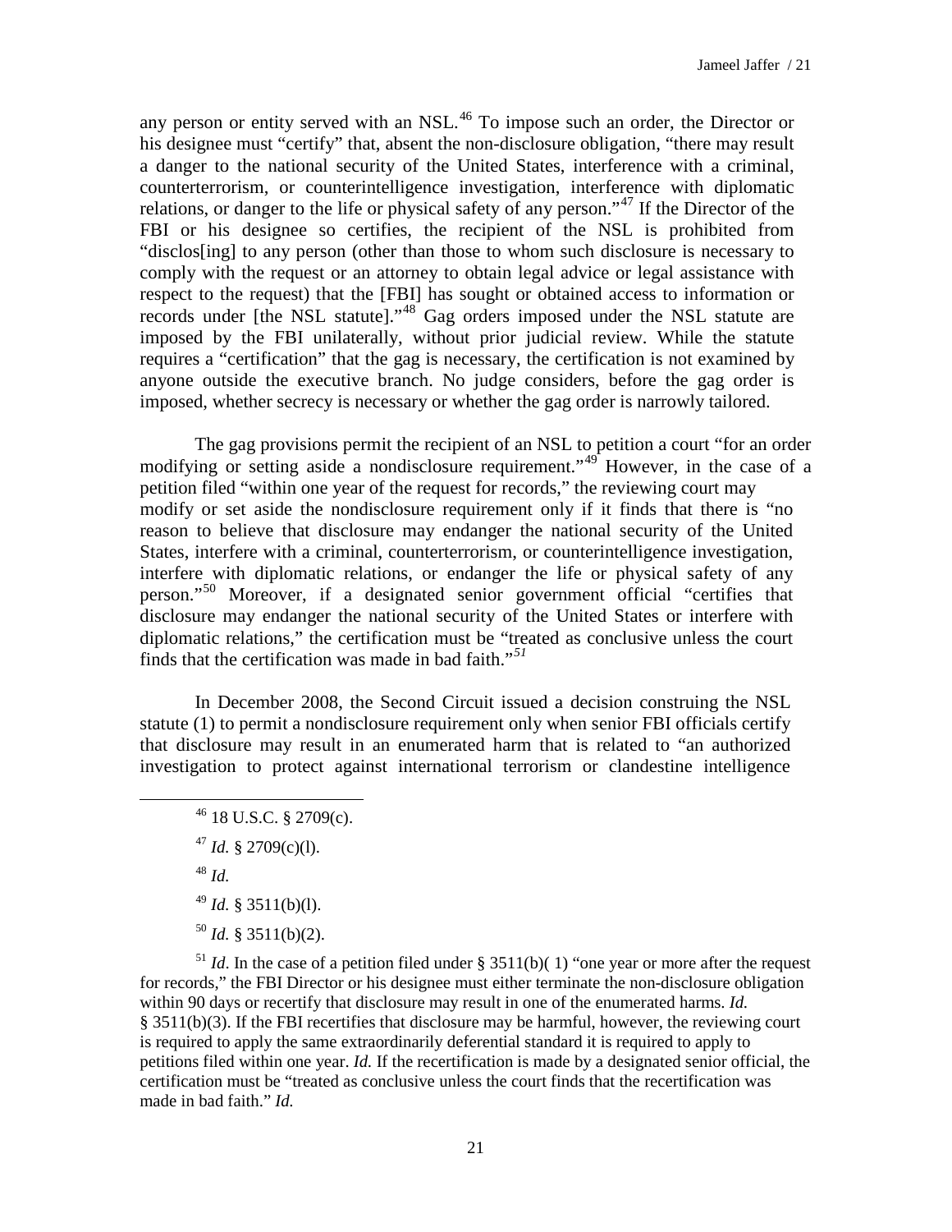any person or entity served with an NSL.[46] To impose such an order, the Director or his designee must "certify" that, absent the non-disclosure obligation, "there may result a danger to the national security of the United States, interference with a criminal, counterterrorism, or counterintelligence investigation, interference with diplomatic relations, or danger to the life or physical safety of any person."[47] If the Director of the FBI or his designee so certifies, the recipient of the NSL is prohibited from "disclos[ing] to any person (other than those to whom such disclosure is necessary to comply with the request or an attorney to obtain legal advice or legal assistance with respect to the request) that the [FBI] has sought or obtained access to information or records under [the NSL statute]."[48] Gag orders imposed under the NSL statute are imposed by the FBI unilaterally, without prior judicial review. While the statute requires a "certification" that the gag is necessary, the certification is not examined by anyone outside the executive branch. No judge considers, before the gag order is imposed, whether secrecy is necessary or whether the gag order is narrowly tailored.

The gag provisions permit the recipient of an NSL to petition a court "for an order modifying or setting aside a nondisclosure requirement."[49] However, in the case of a petition filed "within one year of the request for records," the reviewing court may modify or set aside the nondisclosure requirement only if it finds that there is "no reason to believe that disclosure may endanger the national security of the United States, interfere with a criminal, counterterrorism, or counterintelligence investigation, interfere with diplomatic relations, or endanger the life or physical safety of any person."[50] Moreover, if a designated senior government official "certifies that disclosure may endanger the national security of the United States or interfere with diplomatic relations," the certification must be "treated as conclusive unless the court finds that the certification was made in bad faith."[51]

In December 2008, the Second Circuit issued a decision construing the NSL statute (1) to permit a nondisclosure requirement only when senior FBI officials certify that disclosure may result in an enumerated harm that is related to "an authorized investigation to protect against international terrorism or clandestine intelligence

---

[46] 18 U.S.C. § 2709(c).

[47] *Id.* § 2709(c)(l).

[48] *Id.*

[49] *Id.* § 3511(b)(l).

[50] *Id.* § 3511(b)(2).

[51] *Id*. In the case of a petition filed under § 3511(b)( 1) "one year or more after the request for records," the FBI Director or his designee must either terminate the non-disclosure obligation within 90 days or recertify that disclosure may result in one of the enumerated harms. *Id.* § 3511(b)(3). If the FBI recertifies that disclosure may be harmful, however, the reviewing court is required to apply the same extraordinarily deferential standard it is required to apply to petitions filed within one year. *Id.* If the recertification is made by a designated senior official, the certification must be "treated as conclusive unless the court finds that the recertification was made in bad faith." *Id.*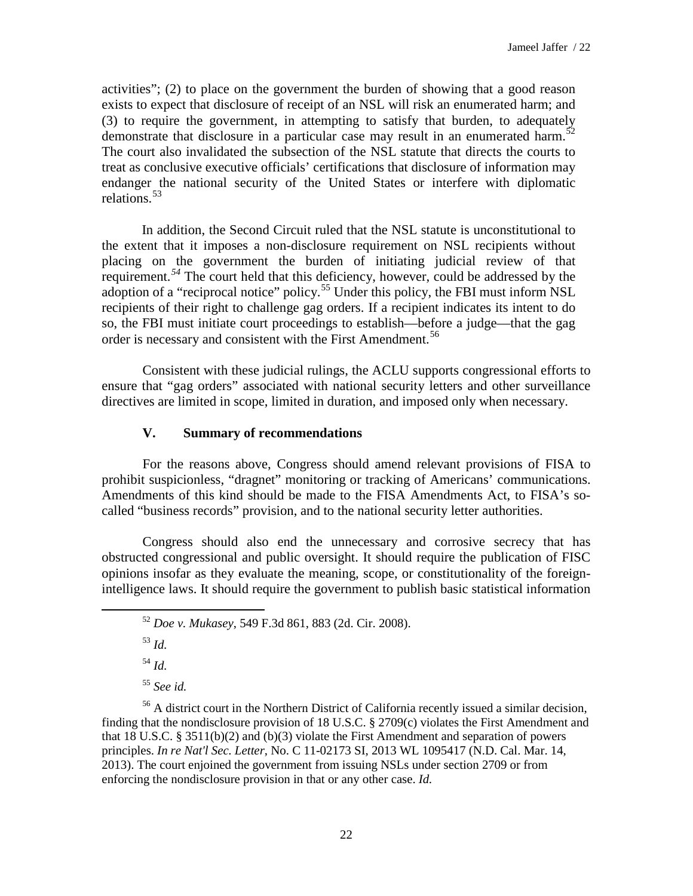activities"; (2) to place on the government the burden of showing that a good reason exists to expect that disclosure of receipt of an NSL will risk an enumerated harm; and (3) to require the government, in attempting to satisfy that burden, to adequately demonstrate that disclosure in a particular case may result in an enumerated harm.[52] The court also invalidated the subsection of the NSL statute that directs the courts to treat as conclusive executive officials' certifications that disclosure of information may endanger the national security of the United States or interfere with diplomatic relations.[53]

In addition, the Second Circuit ruled that the NSL statute is unconstitutional to the extent that it imposes a non-disclosure requirement on NSL recipients without placing on the government the burden of initiating judicial review of that requirement.[54] The court held that this deficiency, however, could be addressed by the adoption of a "reciprocal notice" policy.[55] Under this policy, the FBI must inform NSL recipients of their right to challenge gag orders. If a recipient indicates its intent to do so, the FBI must initiate court proceedings to establish—before a judge—that the gag order is necessary and consistent with the First Amendment.[56]

Consistent with these judicial rulings, the ACLU supports congressional efforts to ensure that "gag orders" associated with national security letters and other surveillance directives are limited in scope, limited in duration, and imposed only when necessary.

## V. Summary of recommendations

For the reasons above, Congress should amend relevant provisions of FISA to prohibit suspicionless, "dragnet" monitoring or tracking of Americans' communications. Amendments of this kind should be made to the FISA Amendments Act, to FISA's so-called "business records" provision, and to the national security letter authorities.

Congress should also end the unnecessary and corrosive secrecy that has obstructed congressional and public oversight. It should require the publication of FISC opinions insofar as they evaluate the meaning, scope, or constitutionality of the foreign-intelligence laws. It should require the government to publish basic statistical information

---

[52] *Doe v. Mukasey*, 549 F.3d 861, 883 (2d. Cir. 2008).

[53] *Id.*

[54] *Id.*

[55] *See id.*

[56] A district court in the Northern District of California recently issued a similar decision, finding that the nondisclosure provision of 18 U.S.C. § 2709(c) violates the First Amendment and that 18 U.S.C. § 3511(b)(2) and (b)(3) violate the First Amendment and separation of powers principles. *In re Nat'l Sec. Letter*, No. C 11-02173 SI, 2013 WL 1095417 (N.D. Cal. Mar. 14, 2013). The court enjoined the government from issuing NSLs under section 2709 or from enforcing the nondisclosure provision in that or any other case. *Id.*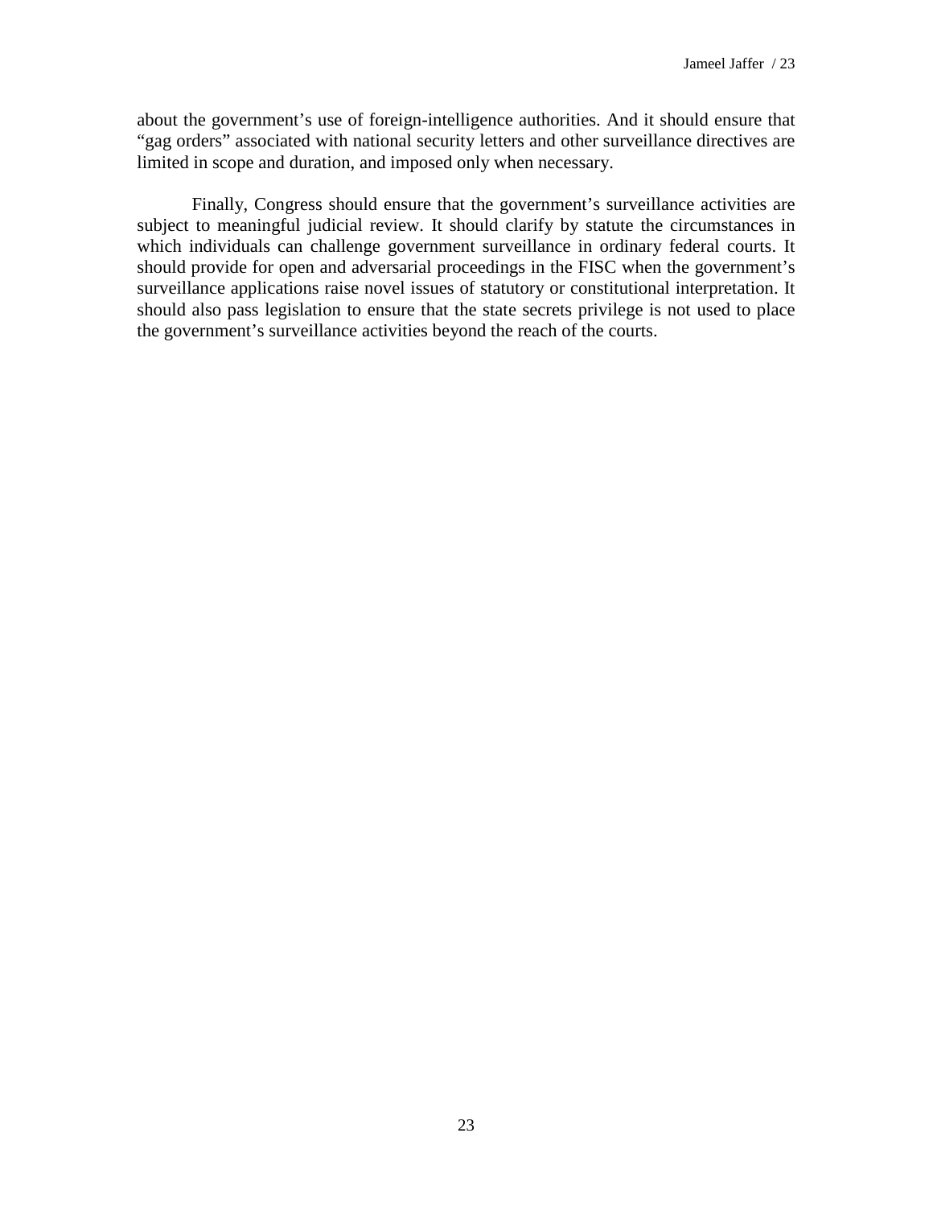about the government's use of foreign-intelligence authorities. And it should ensure that "gag orders" associated with national security letters and other surveillance directives are limited in scope and duration, and imposed only when necessary.

Finally, Congress should ensure that the government's surveillance activities are subject to meaningful judicial review. It should clarify by statute the circumstances in which individuals can challenge government surveillance in ordinary federal courts. It should provide for open and adversarial proceedings in the FISC when the government's surveillance applications raise novel issues of statutory or constitutional interpretation. It should also pass legislation to ensure that the state secrets privilege is not used to place the government's surveillance activities beyond the reach of the courts.